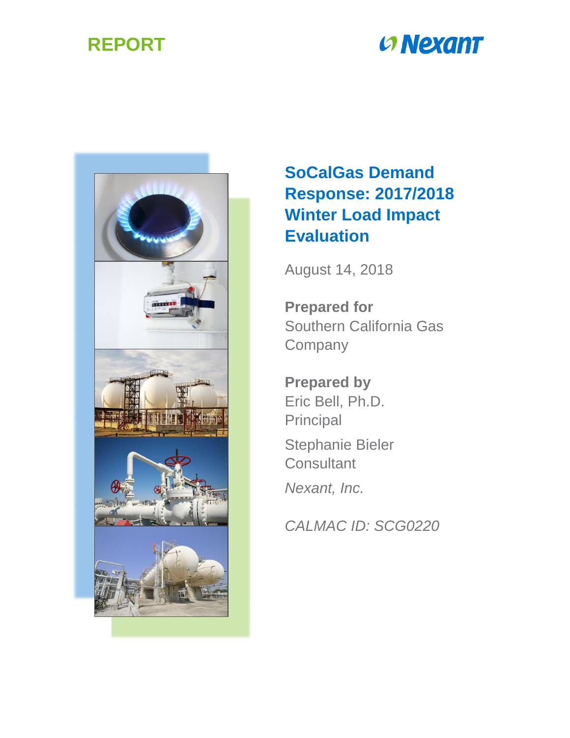REPORT

Nexant

# SoCalGas Demand Response: 2017/2018 Winter Load Impact Evaluation

August 14, 2018

**Prepared for**
Southern California Gas Company

**Prepared by**
Eric Bell, Ph.D.
Principal

Stephanie Bieler
Consultant

*Nexant, Inc.*

*CALMAC ID: SCG0220*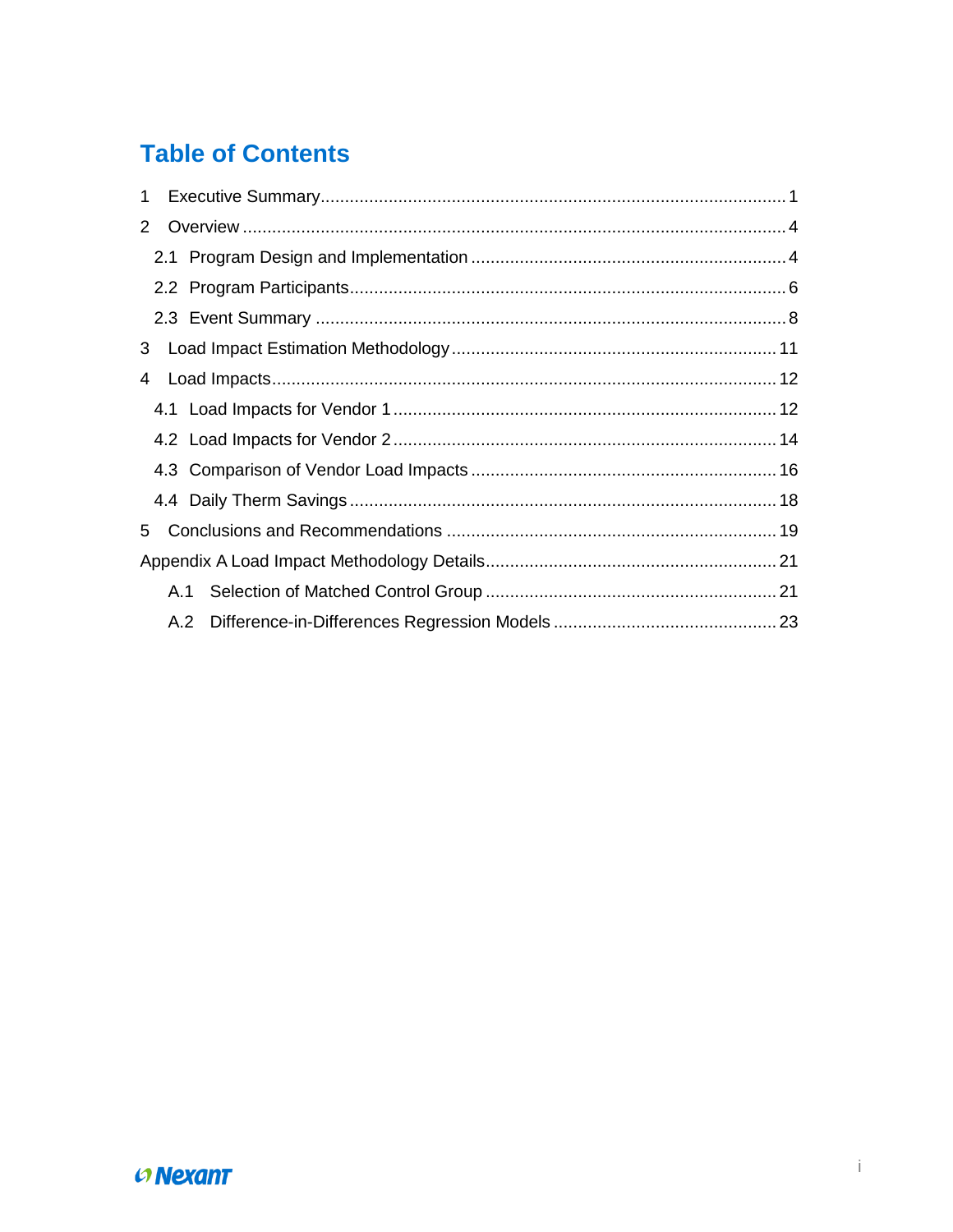# Table of Contents

1 Executive Summary ..... 1

2 Overview ..... 4

  2.1 Program Design and Implementation ..... 4

  2.2 Program Participants ..... 6

  2.3 Event Summary ..... 8

3 Load Impact Estimation Methodology ..... 11

4 Load Impacts ..... 12

  4.1 Load Impacts for Vendor 1 ..... 12

  4.2 Load Impacts for Vendor 2 ..... 14

  4.3 Comparison of Vendor Load Impacts ..... 16

  4.4 Daily Therm Savings ..... 18

5 Conclusions and Recommendations ..... 19

Appendix A Load Impact Methodology Details ..... 21

  A.1 Selection of Matched Control Group ..... 21

  A.2 Difference-in-Differences Regression Models ..... 23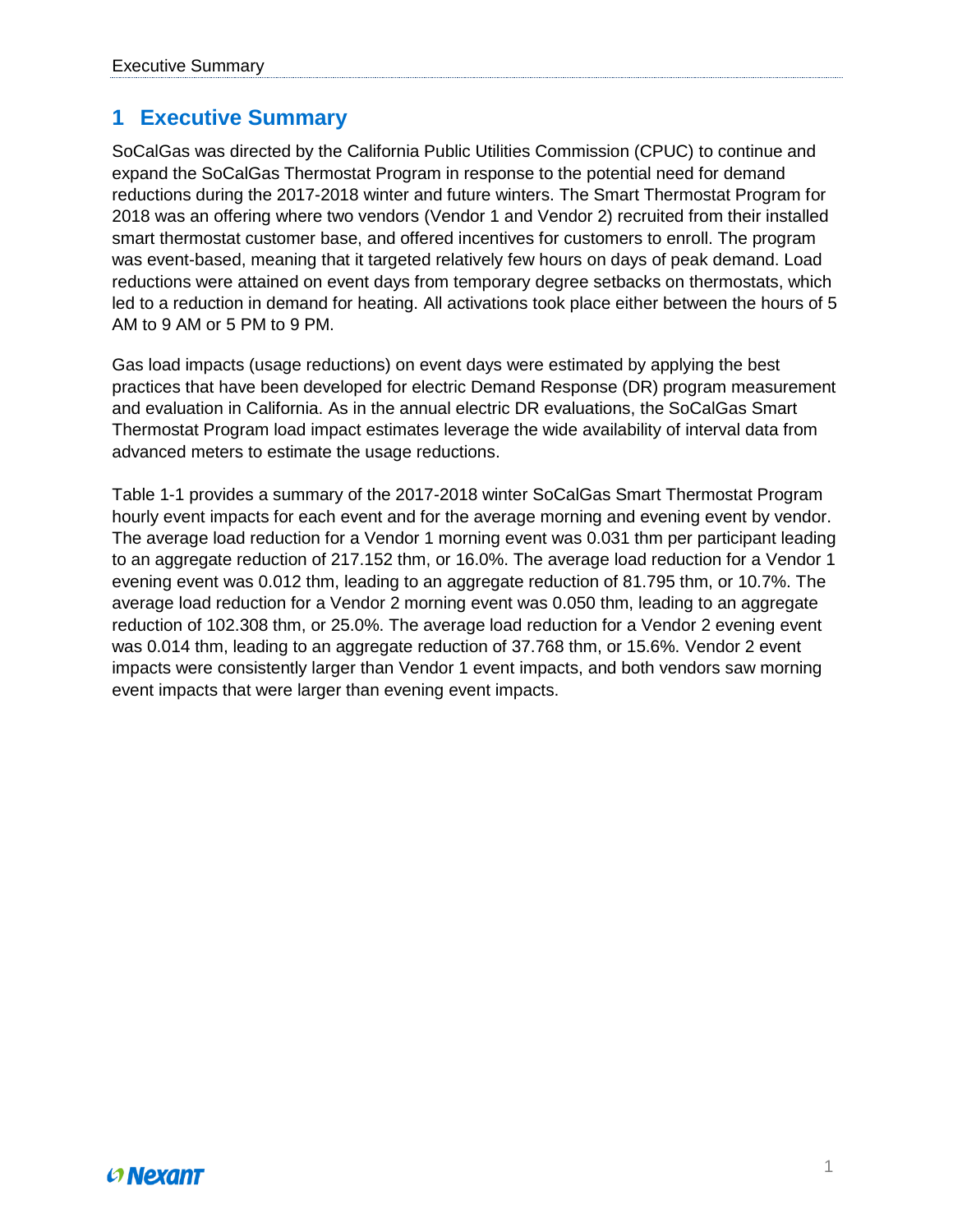# 1 Executive Summary

SoCalGas was directed by the California Public Utilities Commission (CPUC) to continue and expand the SoCalGas Thermostat Program in response to the potential need for demand reductions during the 2017-2018 winter and future winters. The Smart Thermostat Program for 2018 was an offering where two vendors (Vendor 1 and Vendor 2) recruited from their installed smart thermostat customer base, and offered incentives for customers to enroll. The program was event-based, meaning that it targeted relatively few hours on days of peak demand. Load reductions were attained on event days from temporary degree setbacks on thermostats, which led to a reduction in demand for heating. All activations took place either between the hours of 5 AM to 9 AM or 5 PM to 9 PM.

Gas load impacts (usage reductions) on event days were estimated by applying the best practices that have been developed for electric Demand Response (DR) program measurement and evaluation in California. As in the annual electric DR evaluations, the SoCalGas Smart Thermostat Program load impact estimates leverage the wide availability of interval data from advanced meters to estimate the usage reductions.

Table 1-1 provides a summary of the 2017-2018 winter SoCalGas Smart Thermostat Program hourly event impacts for each event and for the average morning and evening event by vendor. The average load reduction for a Vendor 1 morning event was 0.031 thm per participant leading to an aggregate reduction of 217.152 thm, or 16.0%. The average load reduction for a Vendor 1 evening event was 0.012 thm, leading to an aggregate reduction of 81.795 thm, or 10.7%. The average load reduction for a Vendor 2 morning event was 0.050 thm, leading to an aggregate reduction of 102.308 thm, or 25.0%. The average load reduction for a Vendor 2 evening event was 0.014 thm, leading to an aggregate reduction of 37.768 thm, or 15.6%. Vendor 2 event impacts were consistently larger than Vendor 1 event impacts, and both vendors saw morning event impacts that were larger than evening event impacts.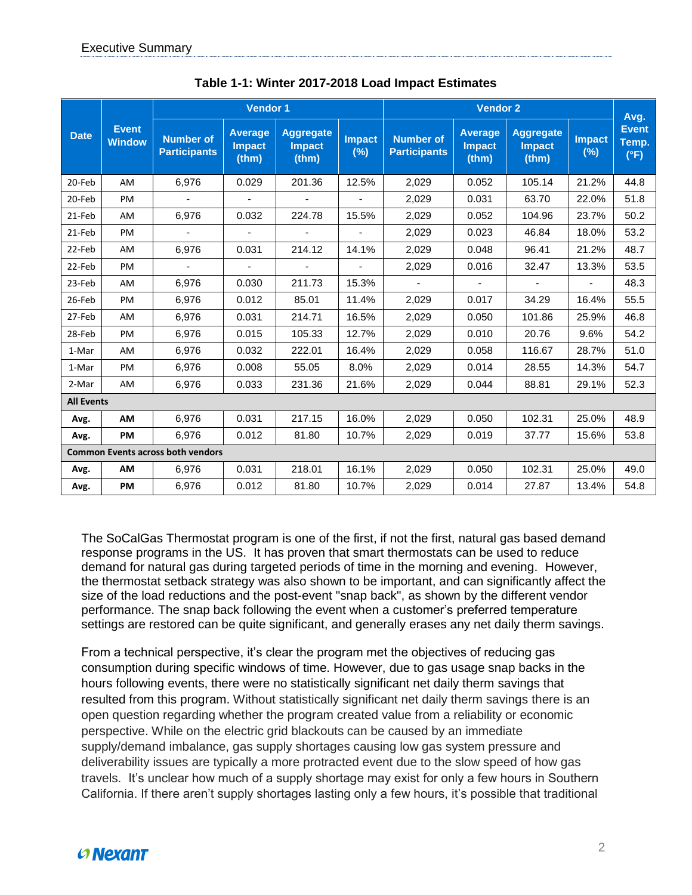**Table 1-1: Winter 2017-2018 Load Impact Estimates**

| Date | Event Window | Vendor 1 | | | | Vendor 2 | | | | Avg. Event Temp. (°F) |
|---|---|---|---|---|---|---|---|---|---|---|
| | | Number of Participants | Average Impact (thm) | Aggregate Impact (thm) | Impact (%) | Number of Participants | Average Impact (thm) | Aggregate Impact (thm) | Impact (%) | |
| 20-Feb | AM | 6,976 | 0.029 | 201.36 | 12.5% | 2,029 | 0.052 | 105.14 | 21.2% | 44.8 |
| 20-Feb | PM | - | - | - | - | 2,029 | 0.031 | 63.70 | 22.0% | 51.8 |
| 21-Feb | AM | 6,976 | 0.032 | 224.78 | 15.5% | 2,029 | 0.052 | 104.96 | 23.7% | 50.2 |
| 21-Feb | PM | - | - | - | - | 2,029 | 0.023 | 46.84 | 18.0% | 53.2 |
| 22-Feb | AM | 6,976 | 0.031 | 214.12 | 14.1% | 2,029 | 0.048 | 96.41 | 21.2% | 48.7 |
| 22-Feb | PM | - | - | - | - | 2,029 | 0.016 | 32.47 | 13.3% | 53.5 |
| 23-Feb | AM | 6,976 | 0.030 | 211.73 | 15.3% | - | - | - | - | 48.3 |
| 26-Feb | PM | 6,976 | 0.012 | 85.01 | 11.4% | 2,029 | 0.017 | 34.29 | 16.4% | 55.5 |
| 27-Feb | AM | 6,976 | 0.031 | 214.71 | 16.5% | 2,029 | 0.050 | 101.86 | 25.9% | 46.8 |
| 28-Feb | PM | 6,976 | 0.015 | 105.33 | 12.7% | 2,029 | 0.010 | 20.76 | 9.6% | 54.2 |
| 1-Mar | AM | 6,976 | 0.032 | 222.01 | 16.4% | 2,029 | 0.058 | 116.67 | 28.7% | 51.0 |
| 1-Mar | PM | 6,976 | 0.008 | 55.05 | 8.0% | 2,029 | 0.014 | 28.55 | 14.3% | 54.7 |
| 2-Mar | AM | 6,976 | 0.033 | 231.36 | 21.6% | 2,029 | 0.044 | 88.81 | 29.1% | 52.3 |
| **All Events** | | | | | | | | | | |
| **Avg.** | **AM** | 6,976 | 0.031 | 217.15 | 16.0% | 2,029 | 0.050 | 102.31 | 25.0% | 48.9 |
| **Avg.** | **PM** | 6,976 | 0.012 | 81.80 | 10.7% | 2,029 | 0.019 | 37.77 | 15.6% | 53.8 |
| **Common Events across both vendors** | | | | | | | | | | |
| **Avg.** | **AM** | 6,976 | 0.031 | 218.01 | 16.1% | 2,029 | 0.050 | 102.31 | 25.0% | 49.0 |
| **Avg.** | **PM** | 6,976 | 0.012 | 81.80 | 10.7% | 2,029 | 0.014 | 27.87 | 13.4% | 54.8 |

The SoCalGas Thermostat program is one of the first, if not the first, natural gas based demand response programs in the US. It has proven that smart thermostats can be used to reduce demand for natural gas during targeted periods of time in the morning and evening. However, the thermostat setback strategy was also shown to be important, and can significantly affect the size of the load reductions and the post-event "snap back", as shown by the different vendor performance. The snap back following the event when a customer's preferred temperature settings are restored can be quite significant, and generally erases any net daily therm savings.

From a technical perspective, it's clear the program met the objectives of reducing gas consumption during specific windows of time. However, due to gas usage snap backs in the hours following events, there were no statistically significant net daily therm savings that resulted from this program. Without statistically significant net daily therm savings there is an open question regarding whether the program created value from a reliability or economic perspective. While on the electric grid blackouts can be caused by an immediate supply/demand imbalance, gas supply shortages causing low gas system pressure and deliverability issues are typically a more protracted event due to the slow speed of how gas travels. It's unclear how much of a supply shortage may exist for only a few hours in Southern California. If there aren't supply shortages lasting only a few hours, it's possible that traditional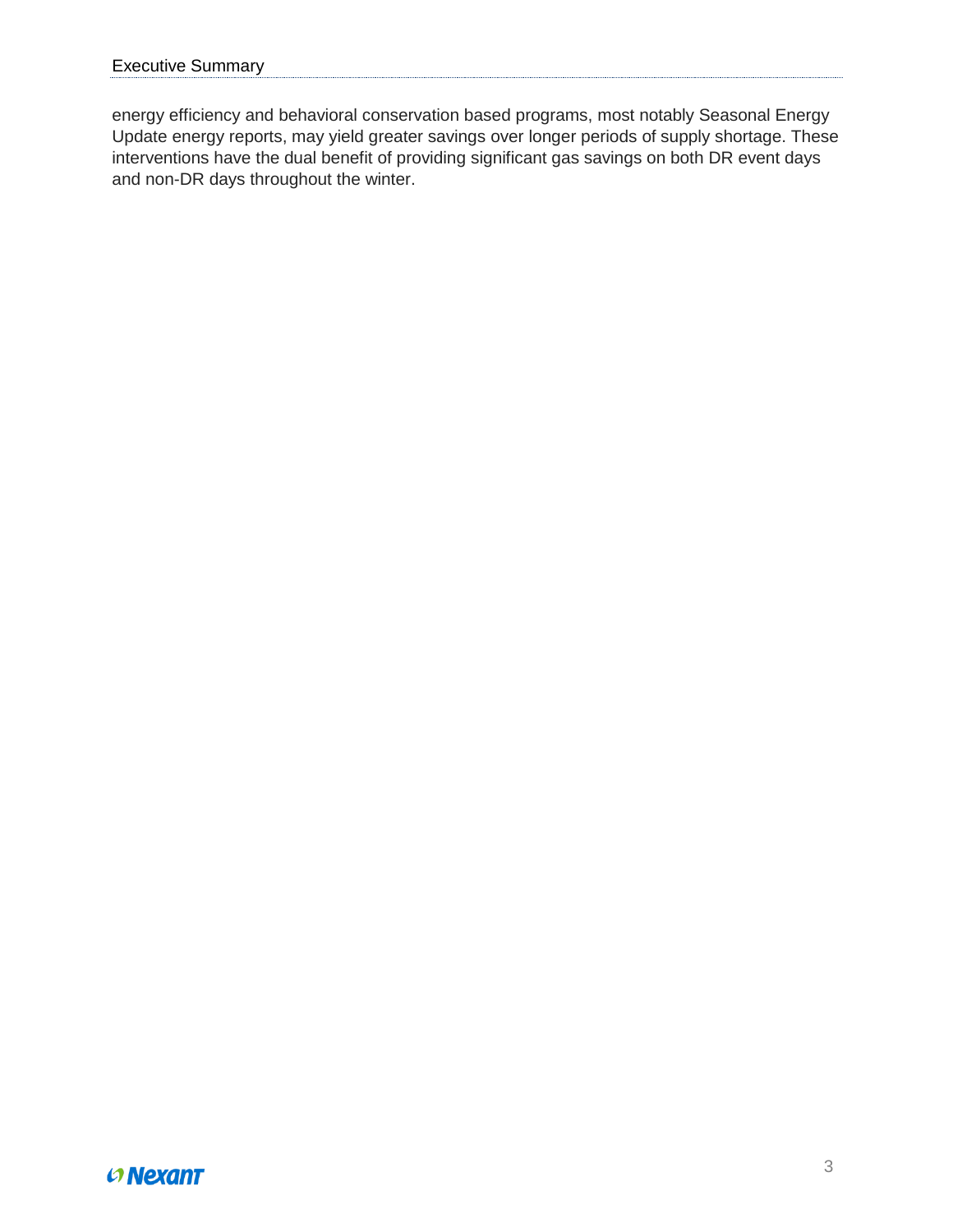energy efficiency and behavioral conservation based programs, most notably Seasonal Energy Update energy reports, may yield greater savings over longer periods of supply shortage. These interventions have the dual benefit of providing significant gas savings on both DR event days and non-DR days throughout the winter.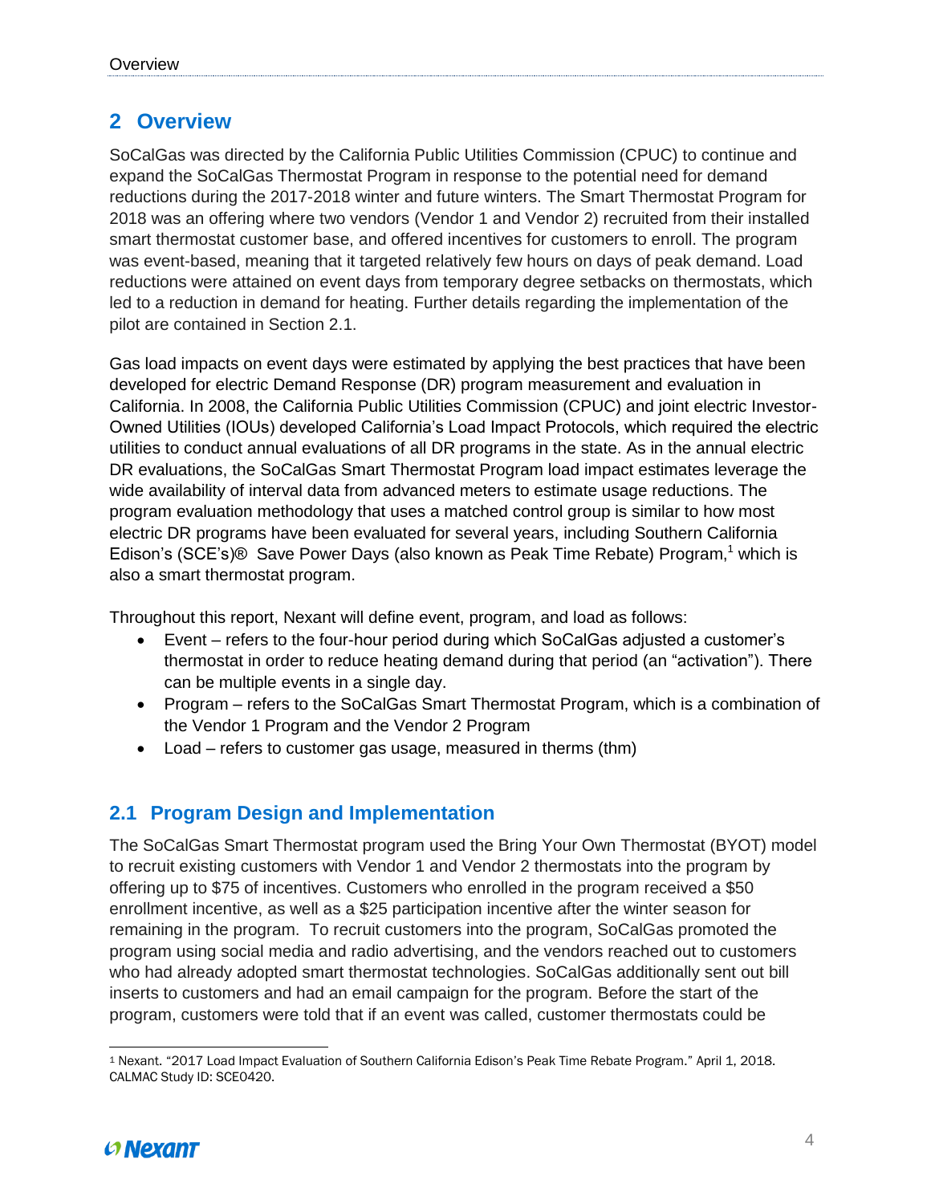# 2 Overview

SoCalGas was directed by the California Public Utilities Commission (CPUC) to continue and expand the SoCalGas Thermostat Program in response to the potential need for demand reductions during the 2017-2018 winter and future winters. The Smart Thermostat Program for 2018 was an offering where two vendors (Vendor 1 and Vendor 2) recruited from their installed smart thermostat customer base, and offered incentives for customers to enroll. The program was event-based, meaning that it targeted relatively few hours on days of peak demand. Load reductions were attained on event days from temporary degree setbacks on thermostats, which led to a reduction in demand for heating. Further details regarding the implementation of the pilot are contained in Section 2.1.

Gas load impacts on event days were estimated by applying the best practices that have been developed for electric Demand Response (DR) program measurement and evaluation in California. In 2008, the California Public Utilities Commission (CPUC) and joint electric Investor-Owned Utilities (IOUs) developed California's Load Impact Protocols, which required the electric utilities to conduct annual evaluations of all DR programs in the state. As in the annual electric DR evaluations, the SoCalGas Smart Thermostat Program load impact estimates leverage the wide availability of interval data from advanced meters to estimate usage reductions. The program evaluation methodology that uses a matched control group is similar to how most electric DR programs have been evaluated for several years, including Southern California Edison's (SCE's)® Save Power Days (also known as Peak Time Rebate) Program,[1] which is also a smart thermostat program.

Throughout this report, Nexant will define event, program, and load as follows:

- Event – refers to the four-hour period during which SoCalGas adjusted a customer's thermostat in order to reduce heating demand during that period (an "activation"). There can be multiple events in a single day.
- Program – refers to the SoCalGas Smart Thermostat Program, which is a combination of the Vendor 1 Program and the Vendor 2 Program
- Load – refers to customer gas usage, measured in therms (thm)

## 2.1 Program Design and Implementation

The SoCalGas Smart Thermostat program used the Bring Your Own Thermostat (BYOT) model to recruit existing customers with Vendor 1 and Vendor 2 thermostats into the program by offering up to $75 of incentives. Customers who enrolled in the program received a $50 enrollment incentive, as well as a $25 participation incentive after the winter season for remaining in the program. To recruit customers into the program, SoCalGas promoted the program using social media and radio advertising, and the vendors reached out to customers who had already adopted smart thermostat technologies. SoCalGas additionally sent out bill inserts to customers and had an email campaign for the program. Before the start of the program, customers were told that if an event was called, customer thermostats could be

[1] Nexant. "2017 Load Impact Evaluation of Southern California Edison's Peak Time Rebate Program." April 1, 2018. CALMAC Study ID: SCE0420.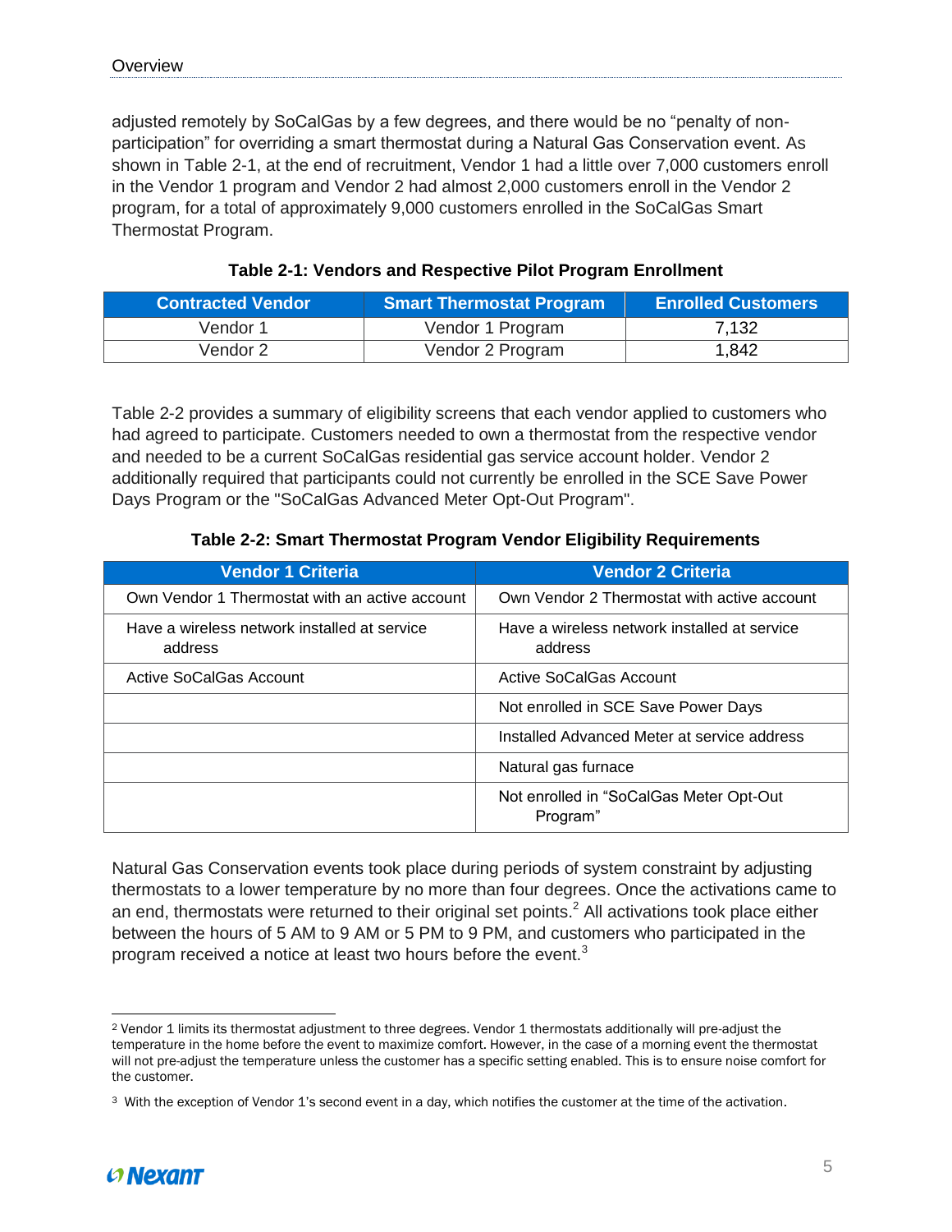adjusted remotely by SoCalGas by a few degrees, and there would be no "penalty of non-participation" for overriding a smart thermostat during a Natural Gas Conservation event. As shown in Table 2-1, at the end of recruitment, Vendor 1 had a little over 7,000 customers enroll in the Vendor 1 program and Vendor 2 had almost 2,000 customers enroll in the Vendor 2 program, for a total of approximately 9,000 customers enrolled in the SoCalGas Smart Thermostat Program.

**Table 2-1: Vendors and Respective Pilot Program Enrollment**

| Contracted Vendor | Smart Thermostat Program | Enrolled Customers |
|---|---|---|
| Vendor 1 | Vendor 1 Program | 7,132 |
| Vendor 2 | Vendor 2 Program | 1,842 |

Table 2-2 provides a summary of eligibility screens that each vendor applied to customers who had agreed to participate. Customers needed to own a thermostat from the respective vendor and needed to be a current SoCalGas residential gas service account holder. Vendor 2 additionally required that participants could not currently be enrolled in the SCE Save Power Days Program or the "SoCalGas Advanced Meter Opt-Out Program".

**Table 2-2: Smart Thermostat Program Vendor Eligibility Requirements**

| Vendor 1 Criteria | Vendor 2 Criteria |
|---|---|
| Own Vendor 1 Thermostat with an active account | Own Vendor 2 Thermostat with active account |
| Have a wireless network installed at service address | Have a wireless network installed at service address |
| Active SoCalGas Account | Active SoCalGas Account |
| | Not enrolled in SCE Save Power Days |
| | Installed Advanced Meter at service address |
| | Natural gas furnace |
| | Not enrolled in "SoCalGas Meter Opt-Out Program" |

Natural Gas Conservation events took place during periods of system constraint by adjusting thermostats to a lower temperature by no more than four degrees. Once the activations came to an end, thermostats were returned to their original set points.[2] All activations took place either between the hours of 5 AM to 9 AM or 5 PM to 9 PM, and customers who participated in the program received a notice at least two hours before the event.[3]

[2] Vendor 1 limits its thermostat adjustment to three degrees. Vendor 1 thermostats additionally will pre-adjust the temperature in the home before the event to maximize comfort. However, in the case of a morning event the thermostat will not pre-adjust the temperature unless the customer has a specific setting enabled. This is to ensure noise comfort for the customer.

[3] With the exception of Vendor 1's second event in a day, which notifies the customer at the time of the activation.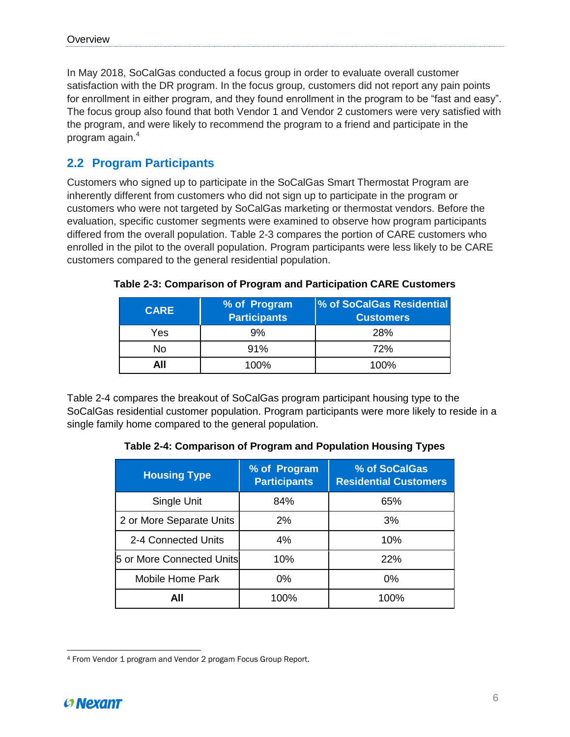In May 2018, SoCalGas conducted a focus group in order to evaluate overall customer satisfaction with the DR program. In the focus group, customers did not report any pain points for enrollment in either program, and they found enrollment in the program to be "fast and easy". The focus group also found that both Vendor 1 and Vendor 2 customers were very satisfied with the program, and were likely to recommend the program to a friend and participate in the program again.[4]

## 2.2 Program Participants

Customers who signed up to participate in the SoCalGas Smart Thermostat Program are inherently different from customers who did not sign up to participate in the program or customers who were not targeted by SoCalGas marketing or thermostat vendors. Before the evaluation, specific customer segments were examined to observe how program participants differed from the overall population. Table 2-3 compares the portion of CARE customers who enrolled in the pilot to the overall population. Program participants were less likely to be CARE customers compared to the general residential population.

**Table 2-3: Comparison of Program and Participation CARE Customers**

| CARE | % of Program Participants | % of SoCalGas Residential Customers |
|---|---|---|
| Yes | 9% | 28% |
| No | 91% | 72% |
| **All** | 100% | 100% |

Table 2-4 compares the breakout of SoCalGas program participant housing type to the SoCalGas residential customer population. Program participants were more likely to reside in a single family home compared to the general population.

**Table 2-4: Comparison of Program and Population Housing Types**

| Housing Type | % of Program Participants | % of SoCalGas Residential Customers |
|---|---|---|
| Single Unit | 84% | 65% |
| 2 or More Separate Units | 2% | 3% |
| 2-4 Connected Units | 4% | 10% |
| 5 or More Connected Units | 10% | 22% |
| Mobile Home Park | 0% | 0% |
| **All** | 100% | 100% |

[4] From Vendor 1 program and Vendor 2 progam Focus Group Report.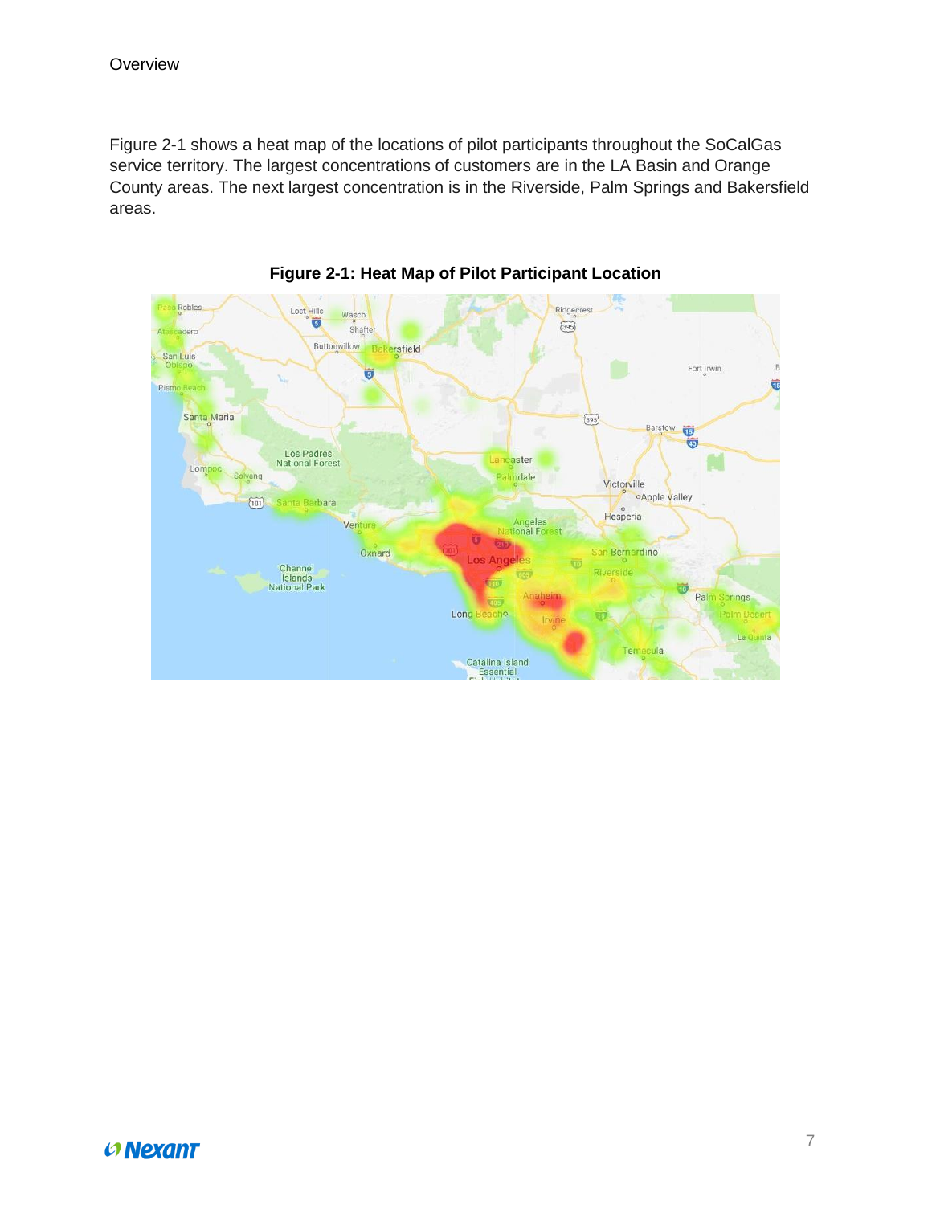Figure 2-1 shows a heat map of the locations of pilot participants throughout the SoCalGas service territory. The largest concentrations of customers are in the LA Basin and Orange County areas. The next largest concentration is in the Riverside, Palm Springs and Bakersfield areas.

**Figure 2-1: Heat Map of Pilot Participant Location**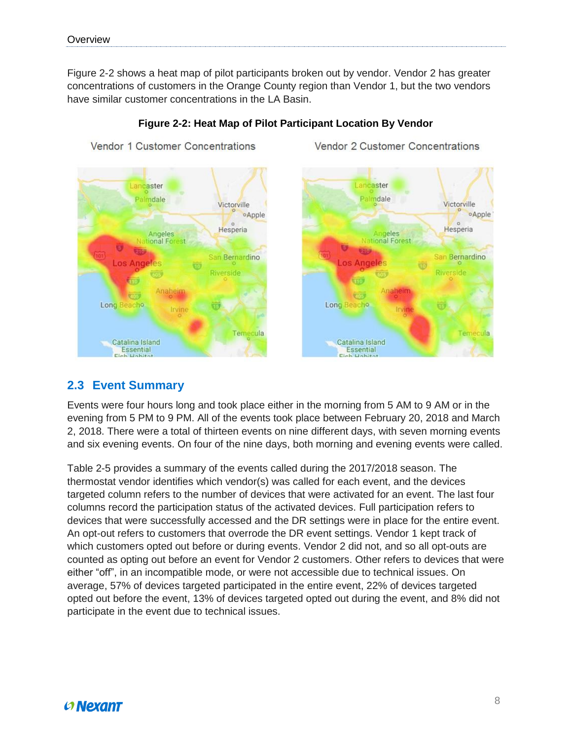Figure 2-2 shows a heat map of pilot participants broken out by vendor. Vendor 2 has greater concentrations of customers in the Orange County region than Vendor 1, but the two vendors have similar customer concentrations in the LA Basin.

**Figure 2-2: Heat Map of Pilot Participant Location By Vendor**

## 2.3 Event Summary

Events were four hours long and took place either in the morning from 5 AM to 9 AM or in the evening from 5 PM to 9 PM. All of the events took place between February 20, 2018 and March 2, 2018. There were a total of thirteen events on nine different days, with seven morning events and six evening events. On four of the nine days, both morning and evening events were called.

Table 2-5 provides a summary of the events called during the 2017/2018 season. The thermostat vendor identifies which vendor(s) was called for each event, and the devices targeted column refers to the number of devices that were activated for an event. The last four columns record the participation status of the activated devices. Full participation refers to devices that were successfully accessed and the DR settings were in place for the entire event. An opt-out refers to customers that overrode the DR event settings. Vendor 1 kept track of which customers opted out before or during events. Vendor 2 did not, and so all opt-outs are counted as opting out before an event for Vendor 2 customers. Other refers to devices that were either “off”, in an incompatible mode, or were not accessible due to technical issues. On average, 57% of devices targeted participated in the entire event, 22% of devices targeted opted out before the event, 13% of devices targeted opted out during the event, and 8% did not participate in the event due to technical issues.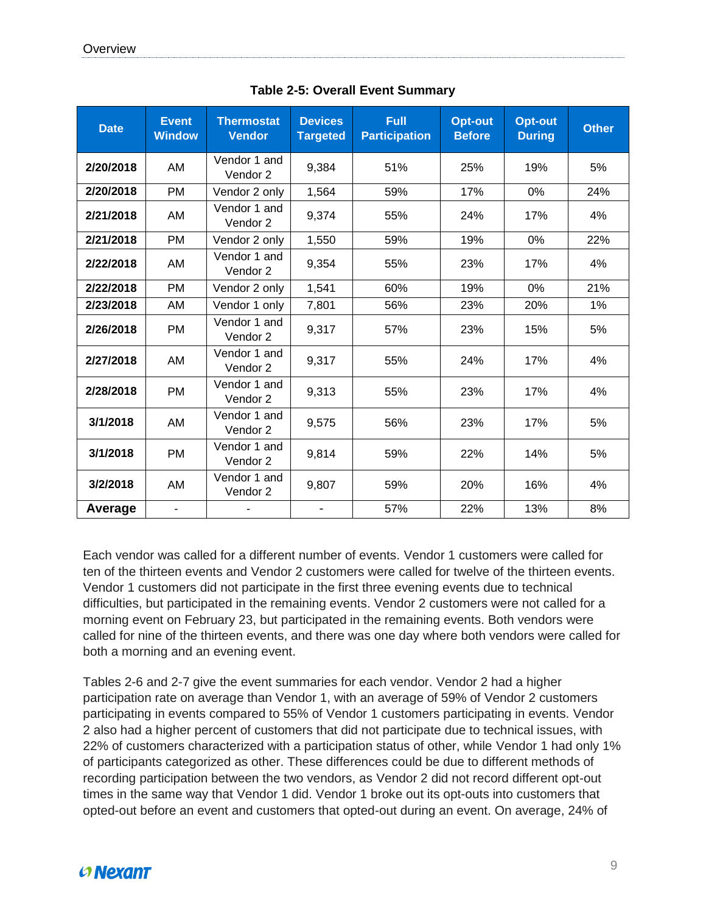**Table 2-5: Overall Event Summary**

| Date | Event Window | Thermostat Vendor | Devices Targeted | Full Participation | Opt-out Before | Opt-out During | Other |
|---|---|---|---|---|---|---|---|
| 2/20/2018 | AM | Vendor 1 and Vendor 2 | 9,384 | 51% | 25% | 19% | 5% |
| 2/20/2018 | PM | Vendor 2 only | 1,564 | 59% | 17% | 0% | 24% |
| 2/21/2018 | AM | Vendor 1 and Vendor 2 | 9,374 | 55% | 24% | 17% | 4% |
| 2/21/2018 | PM | Vendor 2 only | 1,550 | 59% | 19% | 0% | 22% |
| 2/22/2018 | AM | Vendor 1 and Vendor 2 | 9,354 | 55% | 23% | 17% | 4% |
| 2/22/2018 | PM | Vendor 2 only | 1,541 | 60% | 19% | 0% | 21% |
| 2/23/2018 | AM | Vendor 1 only | 7,801 | 56% | 23% | 20% | 1% |
| 2/26/2018 | PM | Vendor 1 and Vendor 2 | 9,317 | 57% | 23% | 15% | 5% |
| 2/27/2018 | AM | Vendor 1 and Vendor 2 | 9,317 | 55% | 24% | 17% | 4% |
| 2/28/2018 | PM | Vendor 1 and Vendor 2 | 9,313 | 55% | 23% | 17% | 4% |
| 3/1/2018 | AM | Vendor 1 and Vendor 2 | 9,575 | 56% | 23% | 17% | 5% |
| 3/1/2018 | PM | Vendor 1 and Vendor 2 | 9,814 | 59% | 22% | 14% | 5% |
| 3/2/2018 | AM | Vendor 1 and Vendor 2 | 9,807 | 59% | 20% | 16% | 4% |
| **Average** | - | - | - | 57% | 22% | 13% | 8% |

Each vendor was called for a different number of events. Vendor 1 customers were called for ten of the thirteen events and Vendor 2 customers were called for twelve of the thirteen events. Vendor 1 customers did not participate in the first three evening events due to technical difficulties, but participated in the remaining events. Vendor 2 customers were not called for a morning event on February 23, but participated in the remaining events. Both vendors were called for nine of the thirteen events, and there was one day where both vendors were called for both a morning and an evening event.

Tables 2-6 and 2-7 give the event summaries for each vendor. Vendor 2 had a higher participation rate on average than Vendor 1, with an average of 59% of Vendor 2 customers participating in events compared to 55% of Vendor 1 customers participating in events. Vendor 2 also had a higher percent of customers that did not participate due to technical issues, with 22% of customers characterized with a participation status of other, while Vendor 1 had only 1% of participants categorized as other. These differences could be due to different methods of recording participation between the two vendors, as Vendor 2 did not record different opt-out times in the same way that Vendor 1 did. Vendor 1 broke out its opt-outs into customers that opted-out before an event and customers that opted-out during an event. On average, 24% of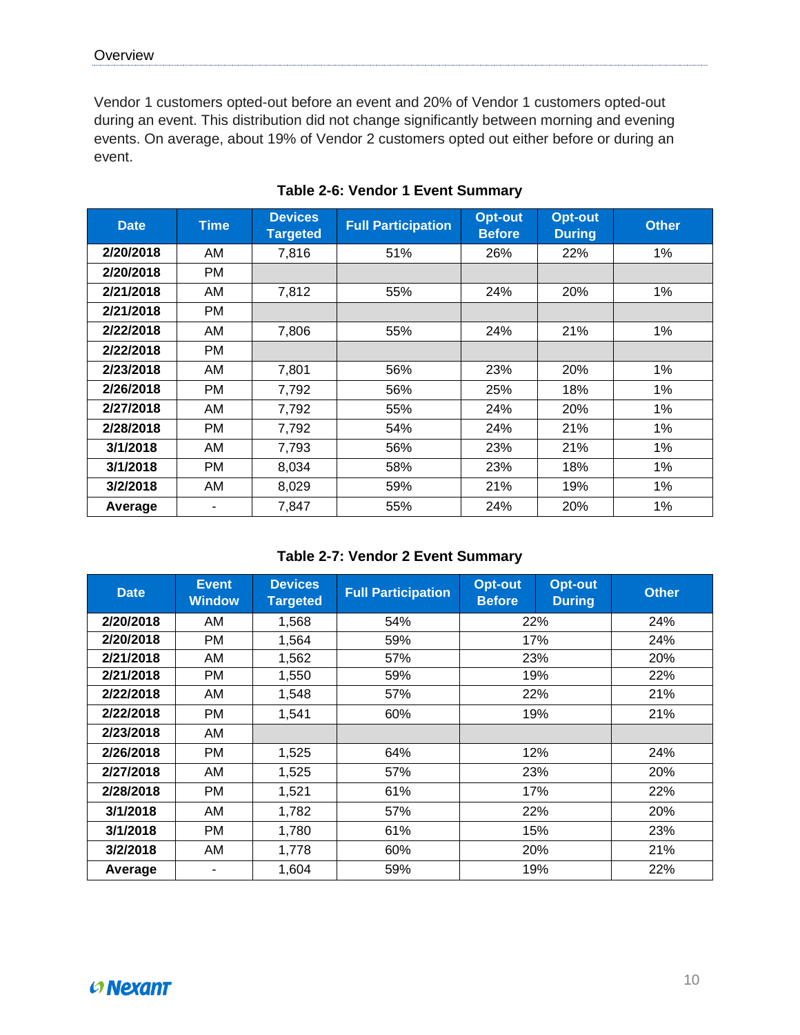Vendor 1 customers opted-out before an event and 20% of Vendor 1 customers opted-out during an event. This distribution did not change significantly between morning and evening events. On average, about 19% of Vendor 2 customers opted out either before or during an event.

**Table 2-6: Vendor 1 Event Summary**

| Date | Time | Devices Targeted | Full Participation | Opt-out Before | Opt-out During | Other |
|---|---|---|---|---|---|---|
| 2/20/2018 | AM | 7,816 | 51% | 26% | 22% | 1% |
| 2/20/2018 | PM | | | | | |
| 2/21/2018 | AM | 7,812 | 55% | 24% | 20% | 1% |
| 2/21/2018 | PM | | | | | |
| 2/22/2018 | AM | 7,806 | 55% | 24% | 21% | 1% |
| 2/22/2018 | PM | | | | | |
| 2/23/2018 | AM | 7,801 | 56% | 23% | 20% | 1% |
| 2/26/2018 | PM | 7,792 | 56% | 25% | 18% | 1% |
| 2/27/2018 | AM | 7,792 | 55% | 24% | 20% | 1% |
| 2/28/2018 | PM | 7,792 | 54% | 24% | 21% | 1% |
| 3/1/2018 | AM | 7,793 | 56% | 23% | 21% | 1% |
| 3/1/2018 | PM | 8,034 | 58% | 23% | 18% | 1% |
| 3/2/2018 | AM | 8,029 | 59% | 21% | 19% | 1% |
| **Average** | - | 7,847 | 55% | 24% | 20% | 1% |

**Table 2-7: Vendor 2 Event Summary**

| Date | Event Window | Devices Targeted | Full Participation | Opt-out Before / Opt-out During | Other |
|---|---|---|---|---|---|
| 2/20/2018 | AM | 1,568 | 54% | 22% | 24% |
| 2/20/2018 | PM | 1,564 | 59% | 17% | 24% |
| 2/21/2018 | AM | 1,562 | 57% | 23% | 20% |
| 2/21/2018 | PM | 1,550 | 59% | 19% | 22% |
| 2/22/2018 | AM | 1,548 | 57% | 22% | 21% |
| 2/22/2018 | PM | 1,541 | 60% | 19% | 21% |
| 2/23/2018 | AM | | | | |
| 2/26/2018 | PM | 1,525 | 64% | 12% | 24% |
| 2/27/2018 | AM | 1,525 | 57% | 23% | 20% |
| 2/28/2018 | PM | 1,521 | 61% | 17% | 22% |
| 3/1/2018 | AM | 1,782 | 57% | 22% | 20% |
| 3/1/2018 | PM | 1,780 | 61% | 15% | 23% |
| 3/2/2018 | AM | 1,778 | 60% | 20% | 21% |
| **Average** | - | 1,604 | 59% | 19% | 22% |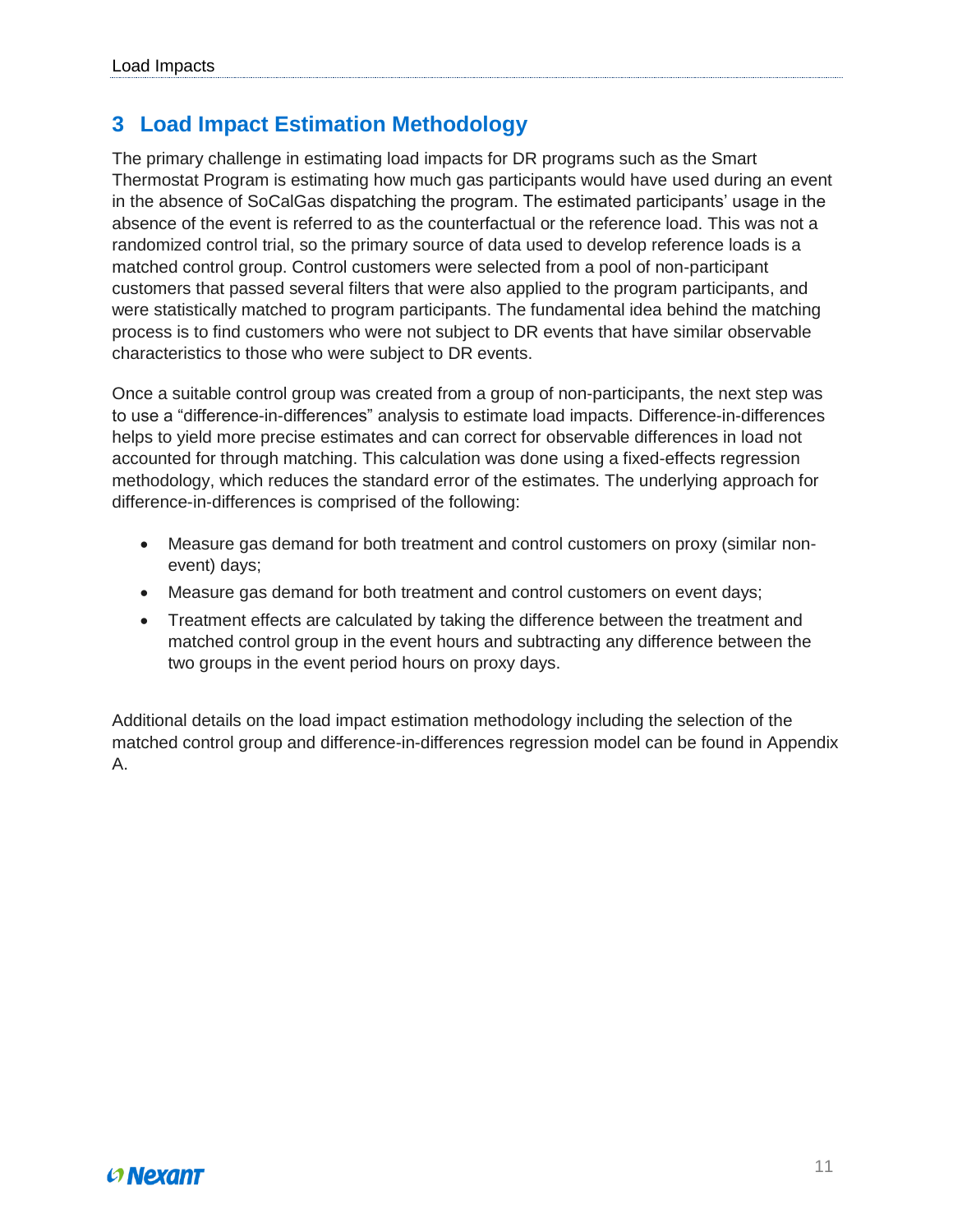# 3 Load Impact Estimation Methodology

The primary challenge in estimating load impacts for DR programs such as the Smart Thermostat Program is estimating how much gas participants would have used during an event in the absence of SoCalGas dispatching the program. The estimated participants' usage in the absence of the event is referred to as the counterfactual or the reference load. This was not a randomized control trial, so the primary source of data used to develop reference loads is a matched control group. Control customers were selected from a pool of non-participant customers that passed several filters that were also applied to the program participants, and were statistically matched to program participants. The fundamental idea behind the matching process is to find customers who were not subject to DR events that have similar observable characteristics to those who were subject to DR events.

Once a suitable control group was created from a group of non-participants, the next step was to use a "difference-in-differences" analysis to estimate load impacts. Difference-in-differences helps to yield more precise estimates and can correct for observable differences in load not accounted for through matching. This calculation was done using a fixed-effects regression methodology, which reduces the standard error of the estimates. The underlying approach for difference-in-differences is comprised of the following:

- Measure gas demand for both treatment and control customers on proxy (similar non-event) days;
- Measure gas demand for both treatment and control customers on event days;
- Treatment effects are calculated by taking the difference between the treatment and matched control group in the event hours and subtracting any difference between the two groups in the event period hours on proxy days.

Additional details on the load impact estimation methodology including the selection of the matched control group and difference-in-differences regression model can be found in Appendix A.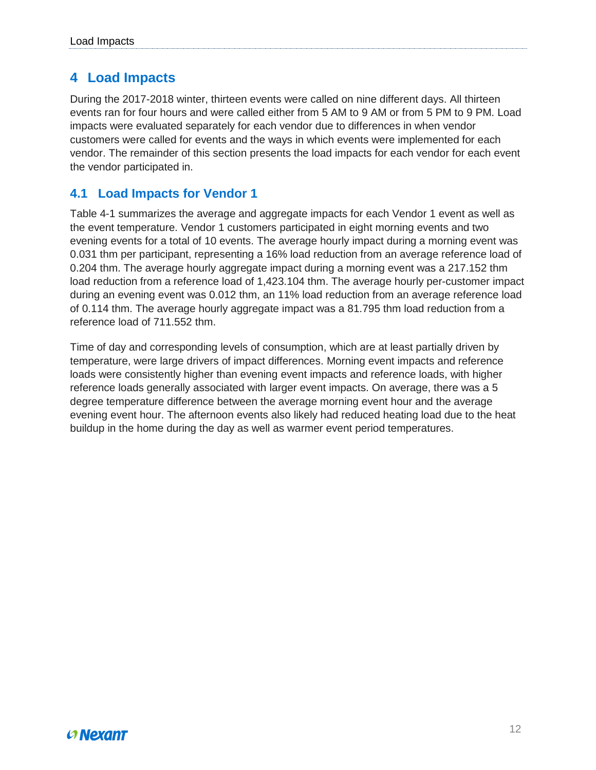# 4 Load Impacts

During the 2017-2018 winter, thirteen events were called on nine different days. All thirteen events ran for four hours and were called either from 5 AM to 9 AM or from 5 PM to 9 PM. Load impacts were evaluated separately for each vendor due to differences in when vendor customers were called for events and the ways in which events were implemented for each vendor. The remainder of this section presents the load impacts for each vendor for each event the vendor participated in.

## 4.1 Load Impacts for Vendor 1

Table 4-1 summarizes the average and aggregate impacts for each Vendor 1 event as well as the event temperature. Vendor 1 customers participated in eight morning events and two evening events for a total of 10 events. The average hourly impact during a morning event was 0.031 thm per participant, representing a 16% load reduction from an average reference load of 0.204 thm. The average hourly aggregate impact during a morning event was a 217.152 thm load reduction from a reference load of 1,423.104 thm. The average hourly per-customer impact during an evening event was 0.012 thm, an 11% load reduction from an average reference load of 0.114 thm. The average hourly aggregate impact was a 81.795 thm load reduction from a reference load of 711.552 thm.

Time of day and corresponding levels of consumption, which are at least partially driven by temperature, were large drivers of impact differences. Morning event impacts and reference loads were consistently higher than evening event impacts and reference loads, with higher reference loads generally associated with larger event impacts. On average, there was a 5 degree temperature difference between the average morning event hour and the average evening event hour. The afternoon events also likely had reduced heating load due to the heat buildup in the home during the day as well as warmer event period temperatures.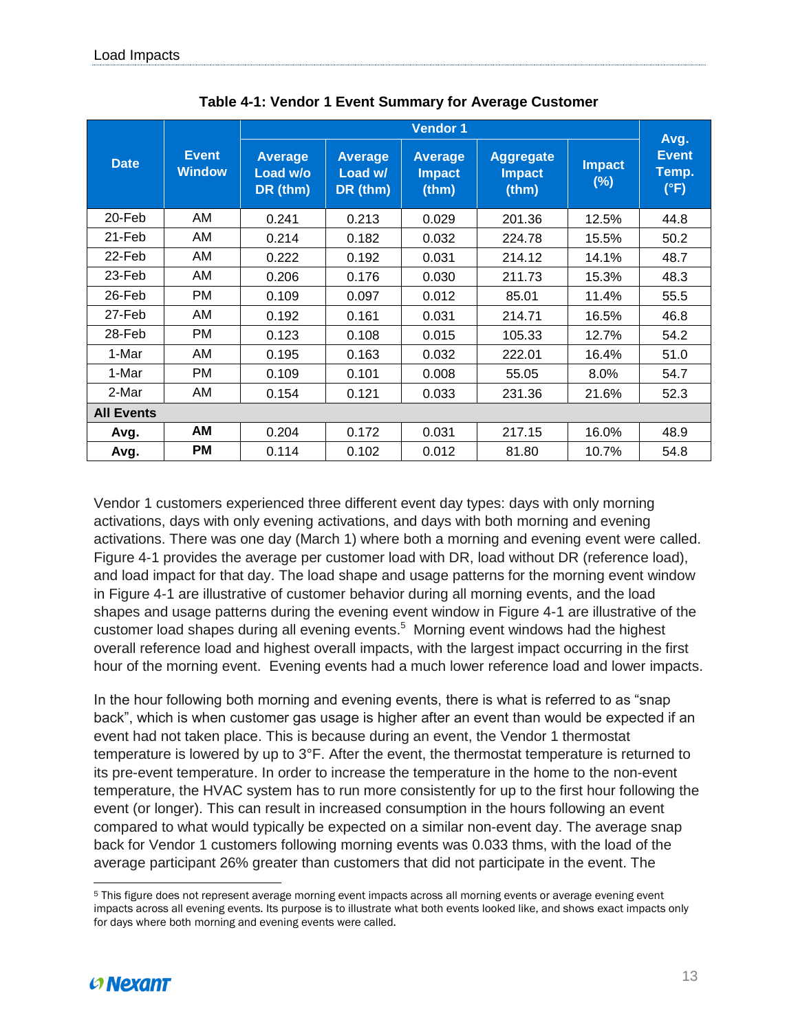**Table 4-1: Vendor 1 Event Summary for Average Customer**

| Date | Event Window | Vendor 1 | | | | | Avg. Event Temp. (°F) |
|---|---|---|---|---|---|---|---|
| | | Average Load w/o DR (thm) | Average Load w/ DR (thm) | Average Impact (thm) | Aggregate Impact (thm) | Impact (%) | |
| 20-Feb | AM | 0.241 | 0.213 | 0.029 | 201.36 | 12.5% | 44.8 |
| 21-Feb | AM | 0.214 | 0.182 | 0.032 | 224.78 | 15.5% | 50.2 |
| 22-Feb | AM | 0.222 | 0.192 | 0.031 | 214.12 | 14.1% | 48.7 |
| 23-Feb | AM | 0.206 | 0.176 | 0.030 | 211.73 | 15.3% | 48.3 |
| 26-Feb | PM | 0.109 | 0.097 | 0.012 | 85.01 | 11.4% | 55.5 |
| 27-Feb | AM | 0.192 | 0.161 | 0.031 | 214.71 | 16.5% | 46.8 |
| 28-Feb | PM | 0.123 | 0.108 | 0.015 | 105.33 | 12.7% | 54.2 |
| 1-Mar | AM | 0.195 | 0.163 | 0.032 | 222.01 | 16.4% | 51.0 |
| 1-Mar | PM | 0.109 | 0.101 | 0.008 | 55.05 | 8.0% | 54.7 |
| 2-Mar | AM | 0.154 | 0.121 | 0.033 | 231.36 | 21.6% | 52.3 |
| **All Events** | | | | | | | |
| **Avg.** | **AM** | 0.204 | 0.172 | 0.031 | 217.15 | 16.0% | 48.9 |
| **Avg.** | **PM** | 0.114 | 0.102 | 0.012 | 81.80 | 10.7% | 54.8 |

Vendor 1 customers experienced three different event day types: days with only morning activations, days with only evening activations, and days with both morning and evening activations. There was one day (March 1) where both a morning and evening event were called. Figure 4-1 provides the average per customer load with DR, load without DR (reference load), and load impact for that day. The load shape and usage patterns for the morning event window in Figure 4-1 are illustrative of customer behavior during all morning events, and the load shapes and usage patterns during the evening event window in Figure 4-1 are illustrative of the customer load shapes during all evening events.[5] Morning event windows had the highest overall reference load and highest overall impacts, with the largest impact occurring in the first hour of the morning event. Evening events had a much lower reference load and lower impacts.

In the hour following both morning and evening events, there is what is referred to as "snap back", which is when customer gas usage is higher after an event than would be expected if an event had not taken place. This is because during an event, the Vendor 1 thermostat temperature is lowered by up to 3°F. After the event, the thermostat temperature is returned to its pre-event temperature. In order to increase the temperature in the home to the non-event temperature, the HVAC system has to run more consistently for up to the first hour following the event (or longer). This can result in increased consumption in the hours following an event compared to what would typically be expected on a similar non-event day. The average snap back for Vendor 1 customers following morning events was 0.033 thms, with the load of the average participant 26% greater than customers that did not participate in the event. The

[5] This figure does not represent average morning event impacts across all morning events or average evening event impacts across all evening events. Its purpose is to illustrate what both events looked like, and shows exact impacts only for days where both morning and evening events were called.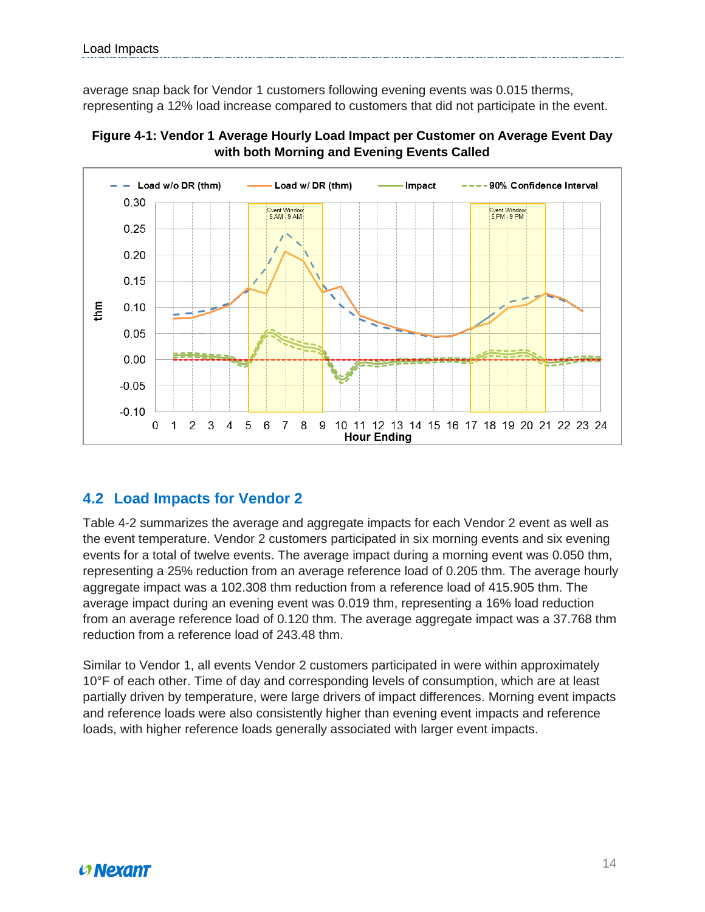average snap back for Vendor 1 customers following evening events was 0.015 therms, representing a 12% load increase compared to customers that did not participate in the event.

**Figure 4-1: Vendor 1 Average Hourly Load Impact per Customer on Average Event Day with both Morning and Evening Events Called**

## 4.2 Load Impacts for Vendor 2

Table 4-2 summarizes the average and aggregate impacts for each Vendor 2 event as well as the event temperature. Vendor 2 customers participated in six morning events and six evening events for a total of twelve events. The average impact during a morning event was 0.050 thm, representing a 25% reduction from an average reference load of 0.205 thm. The average hourly aggregate impact was a 102.308 thm reduction from a reference load of 415.905 thm. The average impact during an evening event was 0.019 thm, representing a 16% load reduction from an average reference load of 0.120 thm. The average aggregate impact was a 37.768 thm reduction from a reference load of 243.48 thm.

Similar to Vendor 1, all events Vendor 2 customers participated in were within approximately 10°F of each other. Time of day and corresponding levels of consumption, which are at least partially driven by temperature, were large drivers of impact differences. Morning event impacts and reference loads were also consistently higher than evening event impacts and reference loads, with higher reference loads generally associated with larger event impacts.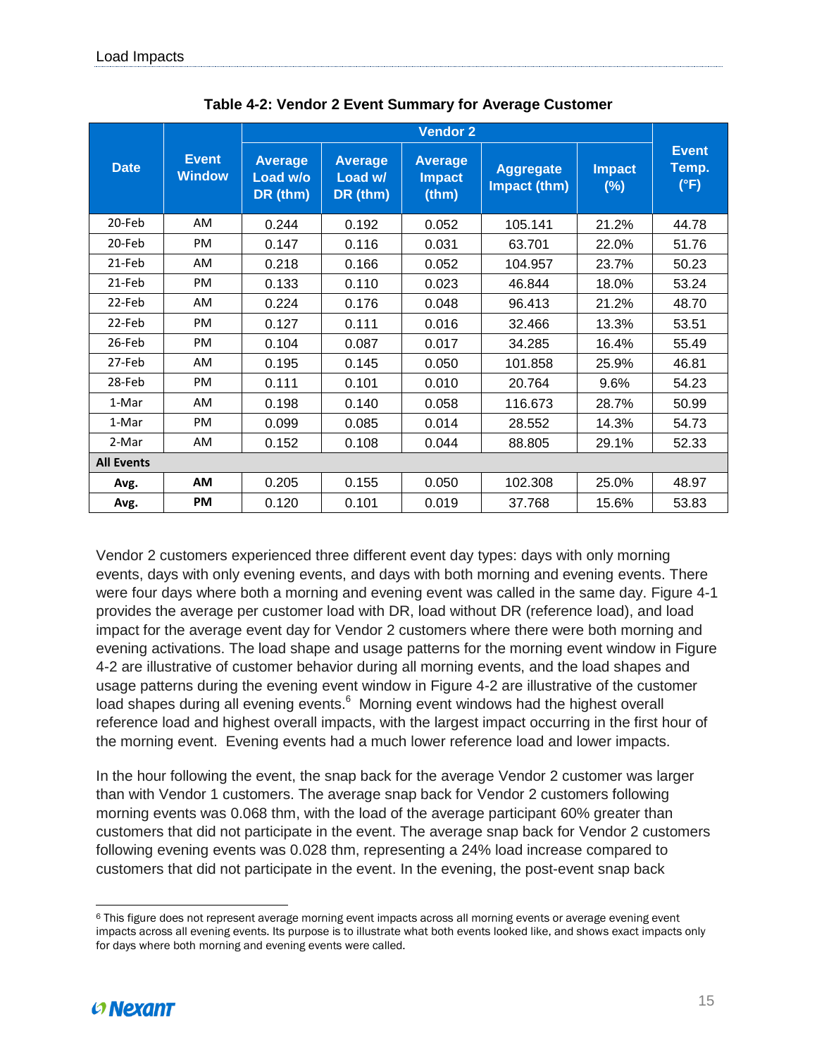**Table 4-2: Vendor 2 Event Summary for Average Customer**

| Date | Event Window | Vendor 2 | | | | | Event Temp. (°F) |
|---|---|---|---|---|---|---|---|
| | | Average Load w/o DR (thm) | Average Load w/ DR (thm) | Average Impact (thm) | Aggregate Impact (thm) | Impact (%) | |
| 20-Feb | AM | 0.244 | 0.192 | 0.052 | 105.141 | 21.2% | 44.78 |
| 20-Feb | PM | 0.147 | 0.116 | 0.031 | 63.701 | 22.0% | 51.76 |
| 21-Feb | AM | 0.218 | 0.166 | 0.052 | 104.957 | 23.7% | 50.23 |
| 21-Feb | PM | 0.133 | 0.110 | 0.023 | 46.844 | 18.0% | 53.24 |
| 22-Feb | AM | 0.224 | 0.176 | 0.048 | 96.413 | 21.2% | 48.70 |
| 22-Feb | PM | 0.127 | 0.111 | 0.016 | 32.466 | 13.3% | 53.51 |
| 26-Feb | PM | 0.104 | 0.087 | 0.017 | 34.285 | 16.4% | 55.49 |
| 27-Feb | AM | 0.195 | 0.145 | 0.050 | 101.858 | 25.9% | 46.81 |
| 28-Feb | PM | 0.111 | 0.101 | 0.010 | 20.764 | 9.6% | 54.23 |
| 1-Mar | AM | 0.198 | 0.140 | 0.058 | 116.673 | 28.7% | 50.99 |
| 1-Mar | PM | 0.099 | 0.085 | 0.014 | 28.552 | 14.3% | 54.73 |
| 2-Mar | AM | 0.152 | 0.108 | 0.044 | 88.805 | 29.1% | 52.33 |
| **All Events** | | | | | | | |
| **Avg.** | **AM** | 0.205 | 0.155 | 0.050 | 102.308 | 25.0% | 48.97 |
| **Avg.** | **PM** | 0.120 | 0.101 | 0.019 | 37.768 | 15.6% | 53.83 |

Vendor 2 customers experienced three different event day types: days with only morning events, days with only evening events, and days with both morning and evening events. There were four days where both a morning and evening event was called in the same day. Figure 4-1 provides the average per customer load with DR, load without DR (reference load), and load impact for the average event day for Vendor 2 customers where there were both morning and evening activations. The load shape and usage patterns for the morning event window in Figure 4-2 are illustrative of customer behavior during all morning events, and the load shapes and usage patterns during the evening event window in Figure 4-2 are illustrative of the customer load shapes during all evening events.[6] Morning event windows had the highest overall reference load and highest overall impacts, with the largest impact occurring in the first hour of the morning event. Evening events had a much lower reference load and lower impacts.

In the hour following the event, the snap back for the average Vendor 2 customer was larger than with Vendor 1 customers. The average snap back for Vendor 2 customers following morning events was 0.068 thm, with the load of the average participant 60% greater than customers that did not participate in the event. The average snap back for Vendor 2 customers following evening events was 0.028 thm, representing a 24% load increase compared to customers that did not participate in the event. In the evening, the post-event snap back

[6] This figure does not represent average morning event impacts across all morning events or average evening event impacts across all evening events. Its purpose is to illustrate what both events looked like, and shows exact impacts only for days where both morning and evening events were called.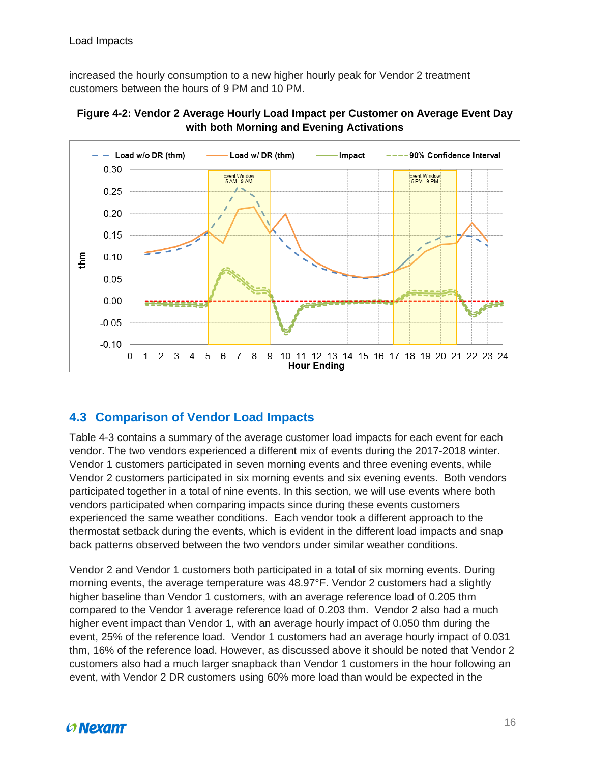increased the hourly consumption to a new higher hourly peak for Vendor 2 treatment customers between the hours of 9 PM and 10 PM.

**Figure 4-2: Vendor 2 Average Hourly Load Impact per Customer on Average Event Day with both Morning and Evening Activations**

## 4.3 Comparison of Vendor Load Impacts

Table 4-3 contains a summary of the average customer load impacts for each event for each vendor. The two vendors experienced a different mix of events during the 2017-2018 winter. Vendor 1 customers participated in seven morning events and three evening events, while Vendor 2 customers participated in six morning events and six evening events. Both vendors participated together in a total of nine events. In this section, we will use events where both vendors participated when comparing impacts since during these events customers experienced the same weather conditions. Each vendor took a different approach to the thermostat setback during the events, which is evident in the different load impacts and snap back patterns observed between the two vendors under similar weather conditions.

Vendor 2 and Vendor 1 customers both participated in a total of six morning events. During morning events, the average temperature was 48.97°F. Vendor 2 customers had a slightly higher baseline than Vendor 1 customers, with an average reference load of 0.205 thm compared to the Vendor 1 average reference load of 0.203 thm. Vendor 2 also had a much higher event impact than Vendor 1, with an average hourly impact of 0.050 thm during the event, 25% of the reference load. Vendor 1 customers had an average hourly impact of 0.031 thm, 16% of the reference load. However, as discussed above it should be noted that Vendor 2 customers also had a much larger snapback than Vendor 1 customers in the hour following an event, with Vendor 2 DR customers using 60% more load than would be expected in the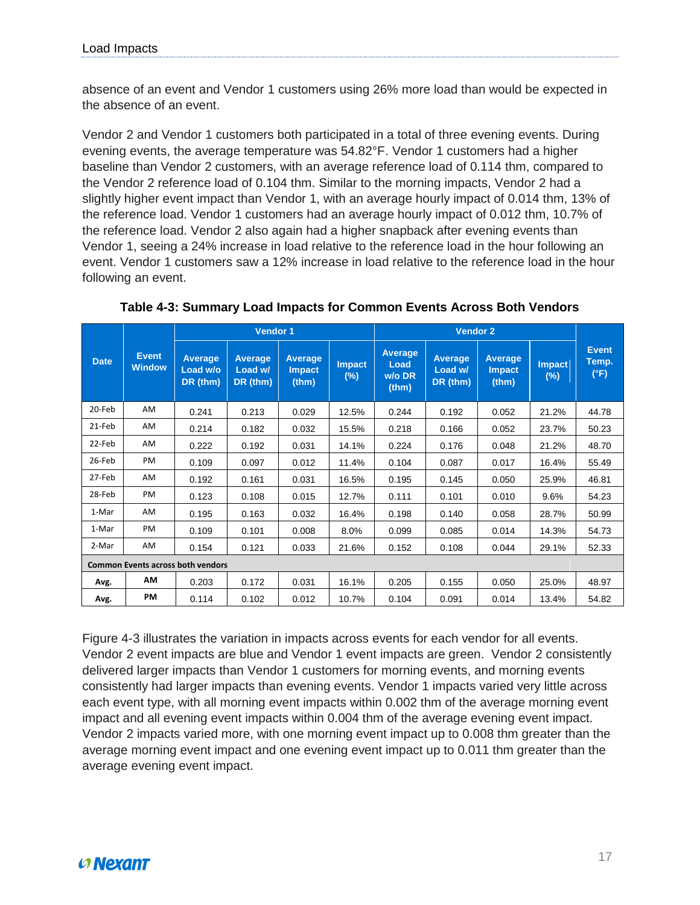absence of an event and Vendor 1 customers using 26% more load than would be expected in the absence of an event.

Vendor 2 and Vendor 1 customers both participated in a total of three evening events. During evening events, the average temperature was 54.82°F. Vendor 1 customers had a higher baseline than Vendor 2 customers, with an average reference load of 0.114 thm, compared to the Vendor 2 reference load of 0.104 thm. Similar to the morning impacts, Vendor 2 had a slightly higher event impact than Vendor 1, with an average hourly impact of 0.014 thm, 13% of the reference load. Vendor 1 customers had an average hourly impact of 0.012 thm, 10.7% of the reference load. Vendor 2 also again had a higher snapback after evening events than Vendor 1, seeing a 24% increase in load relative to the reference load in the hour following an event. Vendor 1 customers saw a 12% increase in load relative to the reference load in the hour following an event.

**Table 4-3: Summary Load Impacts for Common Events Across Both Vendors**

| Date | Event Window | Vendor 1 | | | | Vendor 2 | | | | Event Temp. (°F) |
|---|---|---|---|---|---|---|---|---|---|---|
| | | Average Load w/o DR (thm) | Average Load w/ DR (thm) | Average Impact (thm) | Impact (%) | Average Load w/o DR (thm) | Average Load w/ DR (thm) | Average Impact (thm) | Impact (%) | |
| 20-Feb | AM | 0.241 | 0.213 | 0.029 | 12.5% | 0.244 | 0.192 | 0.052 | 21.2% | 44.78 |
| 21-Feb | AM | 0.214 | 0.182 | 0.032 | 15.5% | 0.218 | 0.166 | 0.052 | 23.7% | 50.23 |
| 22-Feb | AM | 0.222 | 0.192 | 0.031 | 14.1% | 0.224 | 0.176 | 0.048 | 21.2% | 48.70 |
| 26-Feb | PM | 0.109 | 0.097 | 0.012 | 11.4% | 0.104 | 0.087 | 0.017 | 16.4% | 55.49 |
| 27-Feb | AM | 0.192 | 0.161 | 0.031 | 16.5% | 0.195 | 0.145 | 0.050 | 25.9% | 46.81 |
| 28-Feb | PM | 0.123 | 0.108 | 0.015 | 12.7% | 0.111 | 0.101 | 0.010 | 9.6% | 54.23 |
| 1-Mar | AM | 0.195 | 0.163 | 0.032 | 16.4% | 0.198 | 0.140 | 0.058 | 28.7% | 50.99 |
| 1-Mar | PM | 0.109 | 0.101 | 0.008 | 8.0% | 0.099 | 0.085 | 0.014 | 14.3% | 54.73 |
| 2-Mar | AM | 0.154 | 0.121 | 0.033 | 21.6% | 0.152 | 0.108 | 0.044 | 29.1% | 52.33 |
| **Common Events across both vendors** | | | | | | | | | | |
| **Avg.** | **AM** | 0.203 | 0.172 | 0.031 | 16.1% | 0.205 | 0.155 | 0.050 | 25.0% | 48.97 |
| **Avg.** | **PM** | 0.114 | 0.102 | 0.012 | 10.7% | 0.104 | 0.091 | 0.014 | 13.4% | 54.82 |

Figure 4-3 illustrates the variation in impacts across events for each vendor for all events. Vendor 2 event impacts are blue and Vendor 1 event impacts are green. Vendor 2 consistently delivered larger impacts than Vendor 1 customers for morning events, and morning events consistently had larger impacts than evening events. Vendor 1 impacts varied very little across each event type, with all morning event impacts within 0.002 thm of the average morning event impact and all evening event impacts within 0.004 thm of the average evening event impact. Vendor 2 impacts varied more, with one morning event impact up to 0.008 thm greater than the average morning event impact and one evening event impact up to 0.011 thm greater than the average evening event impact.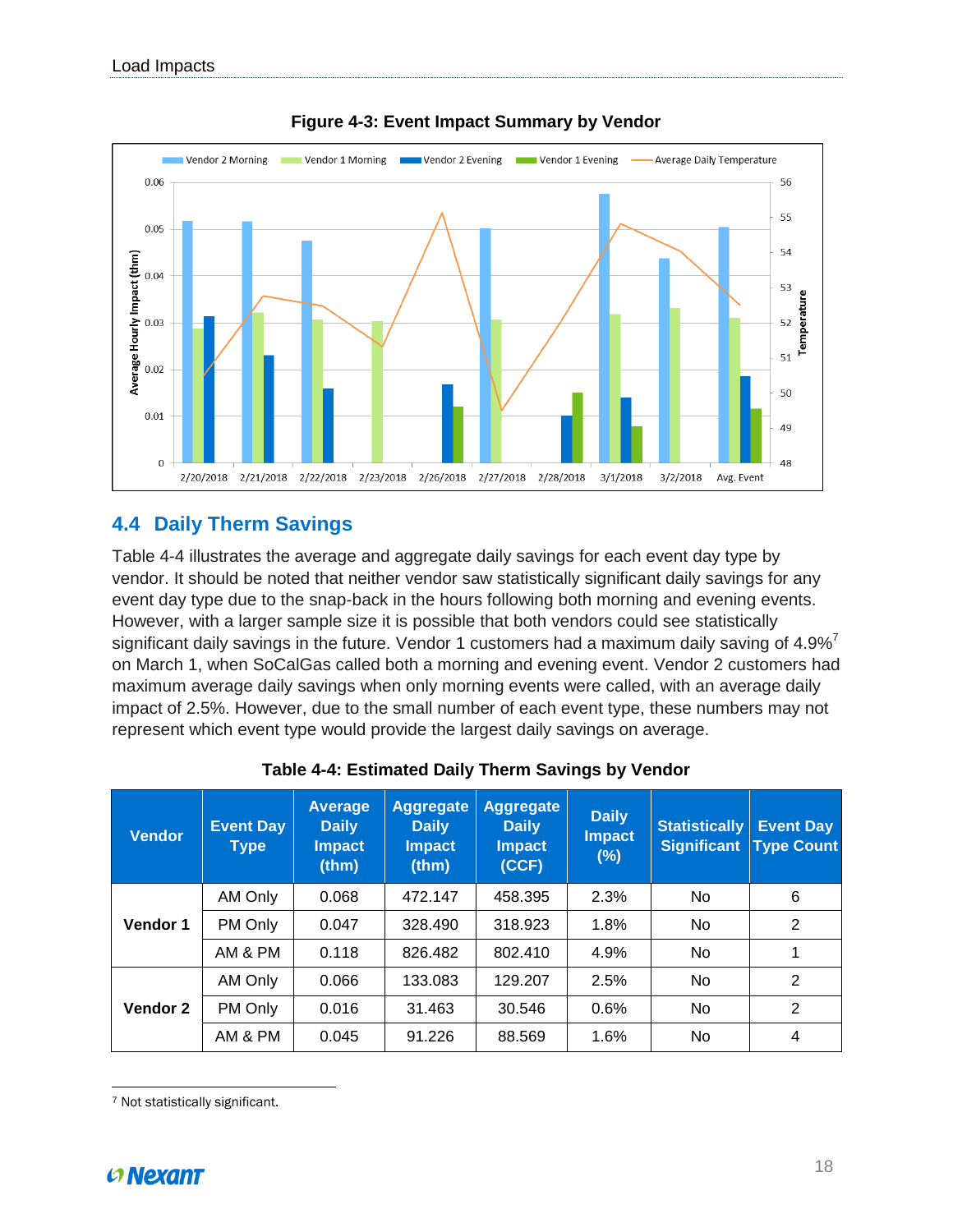**Figure 4-3: Event Impact Summary by Vendor**

## 4.4 Daily Therm Savings

Table 4-4 illustrates the average and aggregate daily savings for each event day type by vendor. It should be noted that neither vendor saw statistically significant daily savings for any event day type due to the snap-back in the hours following both morning and evening events. However, with a larger sample size it is possible that both vendors could see statistically significant daily savings in the future. Vendor 1 customers had a maximum daily saving of 4.9%[7] on March 1, when SoCalGas called both a morning and evening event. Vendor 2 customers had maximum average daily savings when only morning events were called, with an average daily impact of 2.5%. However, due to the small number of each event type, these numbers may not represent which event type would provide the largest daily savings on average.

**Table 4-4: Estimated Daily Therm Savings by Vendor**

| Vendor | Event Day Type | Average Daily Impact (thm) | Aggregate Daily Impact (thm) | Aggregate Daily Impact (CCF) | Daily Impact (%) | Statistically Significant | Event Day Type Count |
|---|---|---|---|---|---|---|---|
| Vendor 1 | AM Only | 0.068 | 472.147 | 458.395 | 2.3% | No | 6 |
| | PM Only | 0.047 | 328.490 | 318.923 | 1.8% | No | 2 |
| | AM & PM | 0.118 | 826.482 | 802.410 | 4.9% | No | 1 |
| Vendor 2 | AM Only | 0.066 | 133.083 | 129.207 | 2.5% | No | 2 |
| | PM Only | 0.016 | 31.463 | 30.546 | 0.6% | No | 2 |
| | AM & PM | 0.045 | 91.226 | 88.569 | 1.6% | No | 4 |

[7] Not statistically significant.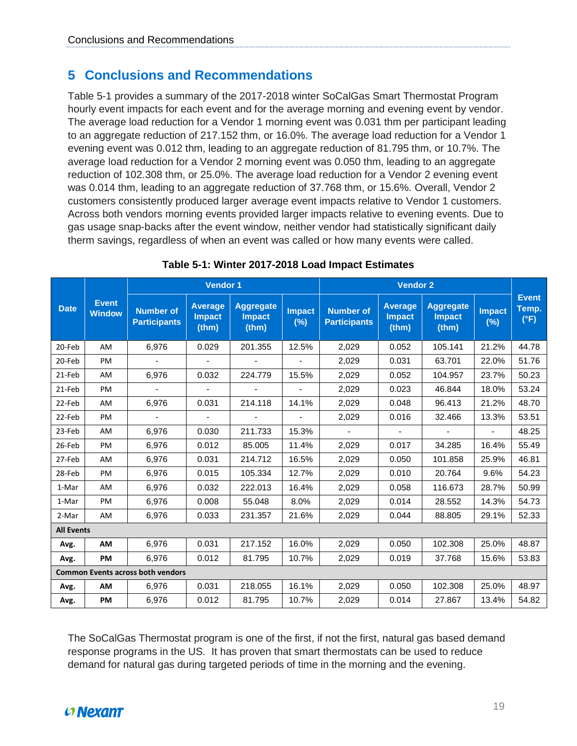# 5 Conclusions and Recommendations

Table 5-1 provides a summary of the 2017-2018 winter SoCalGas Smart Thermostat Program hourly event impacts for each event and for the average morning and evening event by vendor. The average load reduction for a Vendor 1 morning event was 0.031 thm per participant leading to an aggregate reduction of 217.152 thm, or 16.0%. The average load reduction for a Vendor 1 evening event was 0.012 thm, leading to an aggregate reduction of 81.795 thm, or 10.7%. The average load reduction for a Vendor 2 morning event was 0.050 thm, leading to an aggregate reduction of 102.308 thm, or 25.0%. The average load reduction for a Vendor 2 evening event was 0.014 thm, leading to an aggregate reduction of 37.768 thm, or 15.6%. Overall, Vendor 2 customers consistently produced larger average event impacts relative to Vendor 1 customers. Across both vendors morning events provided larger impacts relative to evening events. Due to gas usage snap-backs after the event window, neither vendor had statistically significant daily therm savings, regardless of when an event was called or how many events were called.

**Table 5-1: Winter 2017-2018 Load Impact Estimates**

| Date | Event Window | Vendor 1 | | | | Vendor 2 | | | | Event Temp. (°F) |
|---|---|---|---|---|---|---|---|---|---|---|
| | | Number of Participants | Average Impact (thm) | Aggregate Impact (thm) | Impact (%) | Number of Participants | Average Impact (thm) | Aggregate Impact (thm) | Impact (%) | |
| 20-Feb | AM | 6,976 | 0.029 | 201.355 | 12.5% | 2,029 | 0.052 | 105.141 | 21.2% | 44.78 |
| 20-Feb | PM | - | - | - | - | 2,029 | 0.031 | 63.701 | 22.0% | 51.76 |
| 21-Feb | AM | 6,976 | 0.032 | 224.779 | 15.5% | 2,029 | 0.052 | 104.957 | 23.7% | 50.23 |
| 21-Feb | PM | - | - | - | - | 2,029 | 0.023 | 46.844 | 18.0% | 53.24 |
| 22-Feb | AM | 6,976 | 0.031 | 214.118 | 14.1% | 2,029 | 0.048 | 96.413 | 21.2% | 48.70 |
| 22-Feb | PM | - | - | - | - | 2,029 | 0.016 | 32.466 | 13.3% | 53.51 |
| 23-Feb | AM | 6,976 | 0.030 | 211.733 | 15.3% | - | - | - | - | 48.25 |
| 26-Feb | PM | 6,976 | 0.012 | 85.005 | 11.4% | 2,029 | 0.017 | 34.285 | 16.4% | 55.49 |
| 27-Feb | AM | 6,976 | 0.031 | 214.712 | 16.5% | 2,029 | 0.050 | 101.858 | 25.9% | 46.81 |
| 28-Feb | PM | 6,976 | 0.015 | 105.334 | 12.7% | 2,029 | 0.010 | 20.764 | 9.6% | 54.23 |
| 1-Mar | AM | 6,976 | 0.032 | 222.013 | 16.4% | 2,029 | 0.058 | 116.673 | 28.7% | 50.99 |
| 1-Mar | PM | 6,976 | 0.008 | 55.048 | 8.0% | 2,029 | 0.014 | 28.552 | 14.3% | 54.73 |
| 2-Mar | AM | 6,976 | 0.033 | 231.357 | 21.6% | 2,029 | 0.044 | 88.805 | 29.1% | 52.33 |
| **All Events** | | | | | | | | | | |
| **Avg.** | **AM** | 6,976 | 0.031 | 217.152 | 16.0% | 2,029 | 0.050 | 102.308 | 25.0% | 48.87 |
| **Avg.** | **PM** | 6,976 | 0.012 | 81.795 | 10.7% | 2,029 | 0.019 | 37.768 | 15.6% | 53.83 |
| **Common Events across both vendors** | | | | | | | | | | |
| **Avg.** | **AM** | 6,976 | 0.031 | 218.055 | 16.1% | 2,029 | 0.050 | 102.308 | 25.0% | 48.97 |
| **Avg.** | **PM** | 6,976 | 0.012 | 81.795 | 10.7% | 2,029 | 0.014 | 27.867 | 13.4% | 54.82 |

The SoCalGas Thermostat program is one of the first, if not the first, natural gas based demand response programs in the US. It has proven that smart thermostats can be used to reduce demand for natural gas during targeted periods of time in the morning and the evening.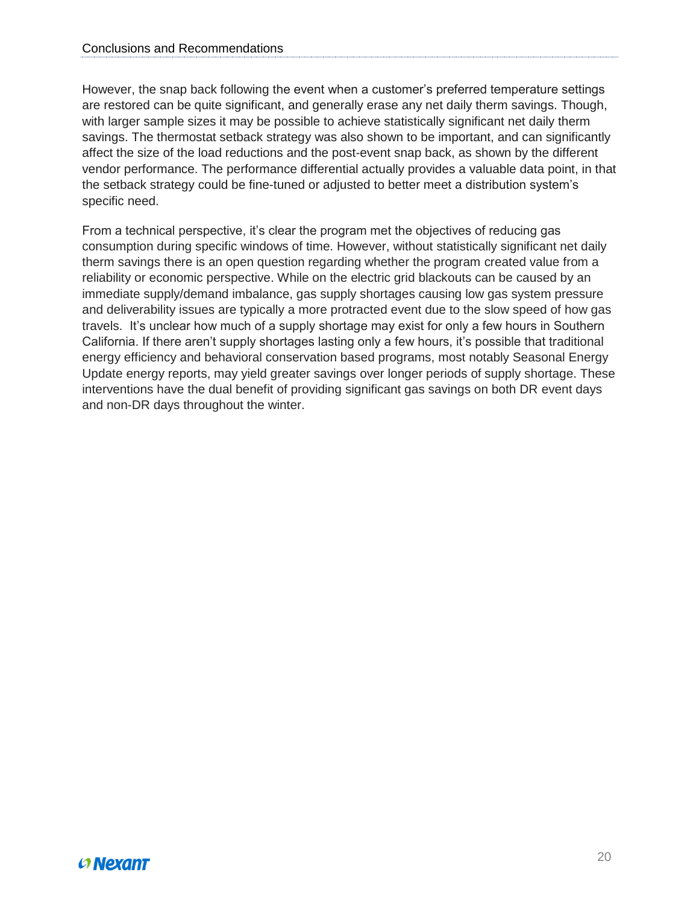However, the snap back following the event when a customer's preferred temperature settings are restored can be quite significant, and generally erase any net daily therm savings. Though, with larger sample sizes it may be possible to achieve statistically significant net daily therm savings. The thermostat setback strategy was also shown to be important, and can significantly affect the size of the load reductions and the post-event snap back, as shown by the different vendor performance. The performance differential actually provides a valuable data point, in that the setback strategy could be fine-tuned or adjusted to better meet a distribution system's specific need.

From a technical perspective, it's clear the program met the objectives of reducing gas consumption during specific windows of time. However, without statistically significant net daily therm savings there is an open question regarding whether the program created value from a reliability or economic perspective. While on the electric grid blackouts can be caused by an immediate supply/demand imbalance, gas supply shortages causing low gas system pressure and deliverability issues are typically a more protracted event due to the slow speed of how gas travels. It's unclear how much of a supply shortage may exist for only a few hours in Southern California. If there aren't supply shortages lasting only a few hours, it's possible that traditional energy efficiency and behavioral conservation based programs, most notably Seasonal Energy Update energy reports, may yield greater savings over longer periods of supply shortage. These interventions have the dual benefit of providing significant gas savings on both DR event days and non-DR days throughout the winter.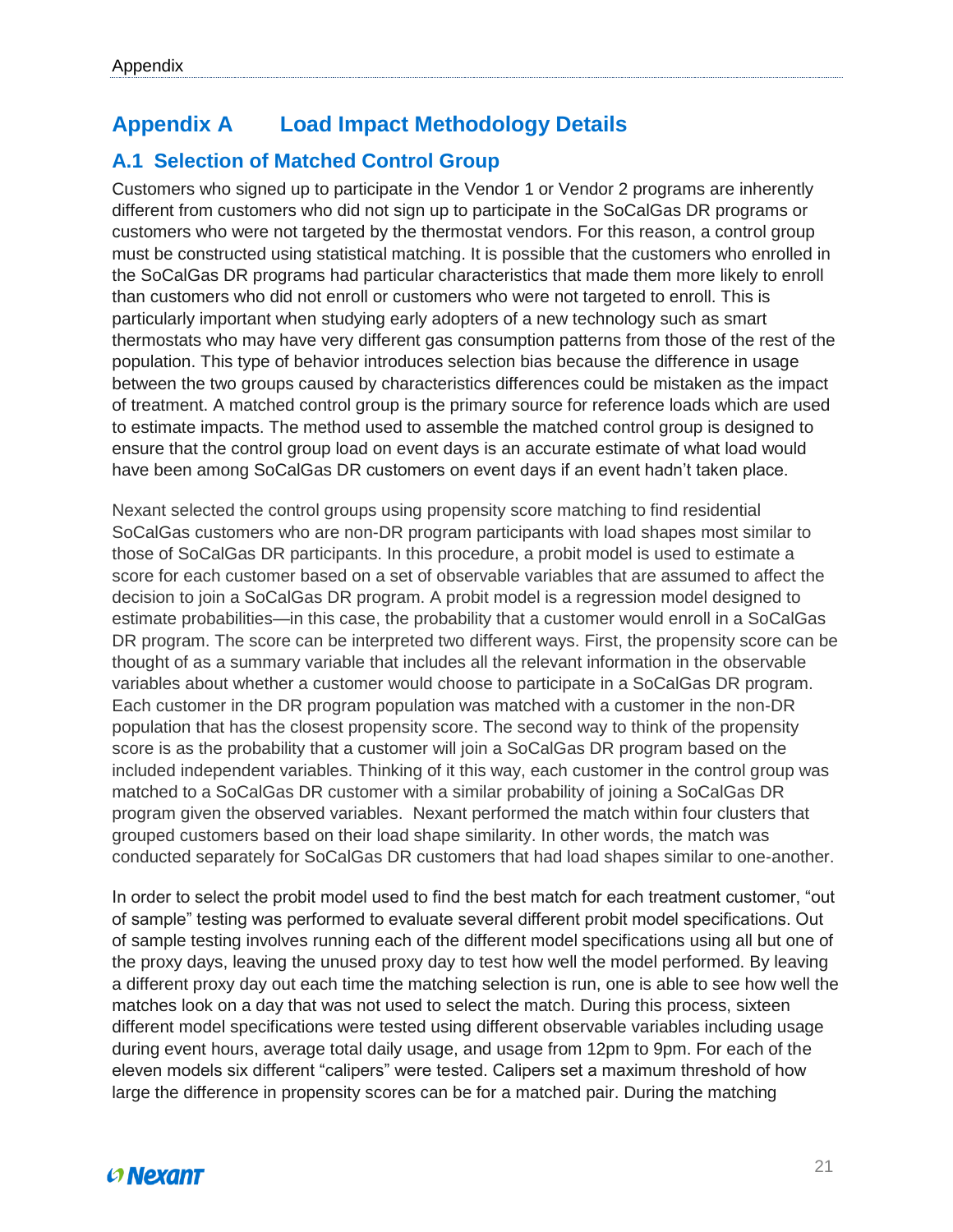# Appendix A Load Impact Methodology Details

## A.1 Selection of Matched Control Group

Customers who signed up to participate in the Vendor 1 or Vendor 2 programs are inherently different from customers who did not sign up to participate in the SoCalGas DR programs or customers who were not targeted by the thermostat vendors. For this reason, a control group must be constructed using statistical matching. It is possible that the customers who enrolled in the SoCalGas DR programs had particular characteristics that made them more likely to enroll than customers who did not enroll or customers who were not targeted to enroll. This is particularly important when studying early adopters of a new technology such as smart thermostats who may have very different gas consumption patterns from those of the rest of the population. This type of behavior introduces selection bias because the difference in usage between the two groups caused by characteristics differences could be mistaken as the impact of treatment. A matched control group is the primary source for reference loads which are used to estimate impacts. The method used to assemble the matched control group is designed to ensure that the control group load on event days is an accurate estimate of what load would have been among SoCalGas DR customers on event days if an event hadn't taken place.

Nexant selected the control groups using propensity score matching to find residential SoCalGas customers who are non-DR program participants with load shapes most similar to those of SoCalGas DR participants. In this procedure, a probit model is used to estimate a score for each customer based on a set of observable variables that are assumed to affect the decision to join a SoCalGas DR program. A probit model is a regression model designed to estimate probabilities—in this case, the probability that a customer would enroll in a SoCalGas DR program. The score can be interpreted two different ways. First, the propensity score can be thought of as a summary variable that includes all the relevant information in the observable variables about whether a customer would choose to participate in a SoCalGas DR program. Each customer in the DR program population was matched with a customer in the non-DR population that has the closest propensity score. The second way to think of the propensity score is as the probability that a customer will join a SoCalGas DR program based on the included independent variables. Thinking of it this way, each customer in the control group was matched to a SoCalGas DR customer with a similar probability of joining a SoCalGas DR program given the observed variables. Nexant performed the match within four clusters that grouped customers based on their load shape similarity. In other words, the match was conducted separately for SoCalGas DR customers that had load shapes similar to one-another.

In order to select the probit model used to find the best match for each treatment customer, "out of sample" testing was performed to evaluate several different probit model specifications. Out of sample testing involves running each of the different model specifications using all but one of the proxy days, leaving the unused proxy day to test how well the model performed. By leaving a different proxy day out each time the matching selection is run, one is able to see how well the matches look on a day that was not used to select the match. During this process, sixteen different model specifications were tested using different observable variables including usage during event hours, average total daily usage, and usage from 12pm to 9pm. For each of the eleven models six different "calipers" were tested. Calipers set a maximum threshold of how large the difference in propensity scores can be for a matched pair. During the matching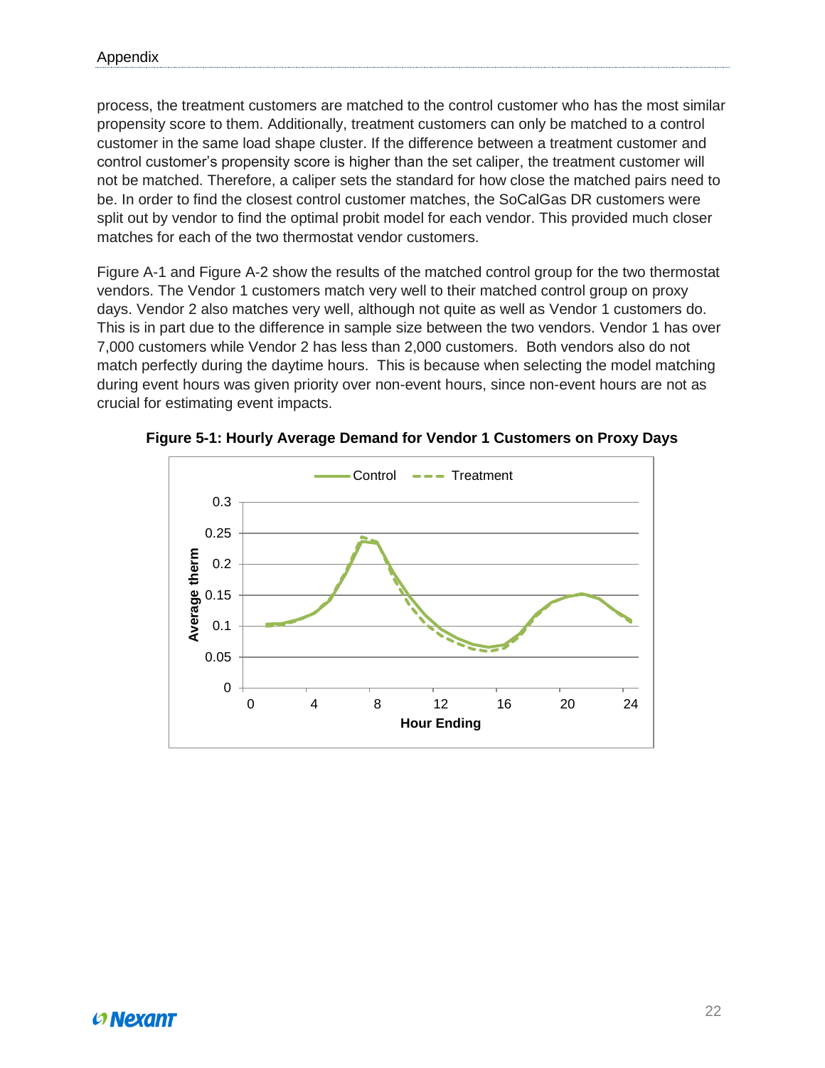process, the treatment customers are matched to the control customer who has the most similar propensity score to them. Additionally, treatment customers can only be matched to a control customer in the same load shape cluster. If the difference between a treatment customer and control customer's propensity score is higher than the set caliper, the treatment customer will not be matched. Therefore, a caliper sets the standard for how close the matched pairs need to be. In order to find the closest control customer matches, the SoCalGas DR customers were split out by vendor to find the optimal probit model for each vendor. This provided much closer matches for each of the two thermostat vendor customers.

Figure A-1 and Figure A-2 show the results of the matched control group for the two thermostat vendors. The Vendor 1 customers match very well to their matched control group on proxy days. Vendor 2 also matches very well, although not quite as well as Vendor 1 customers do. This is in part due to the difference in sample size between the two vendors. Vendor 1 has over 7,000 customers while Vendor 2 has less than 2,000 customers. Both vendors also do not match perfectly during the daytime hours. This is because when selecting the model matching during event hours was given priority over non-event hours, since non-event hours are not as crucial for estimating event impacts.

**Figure 5-1: Hourly Average Demand for Vendor 1 Customers on Proxy Days**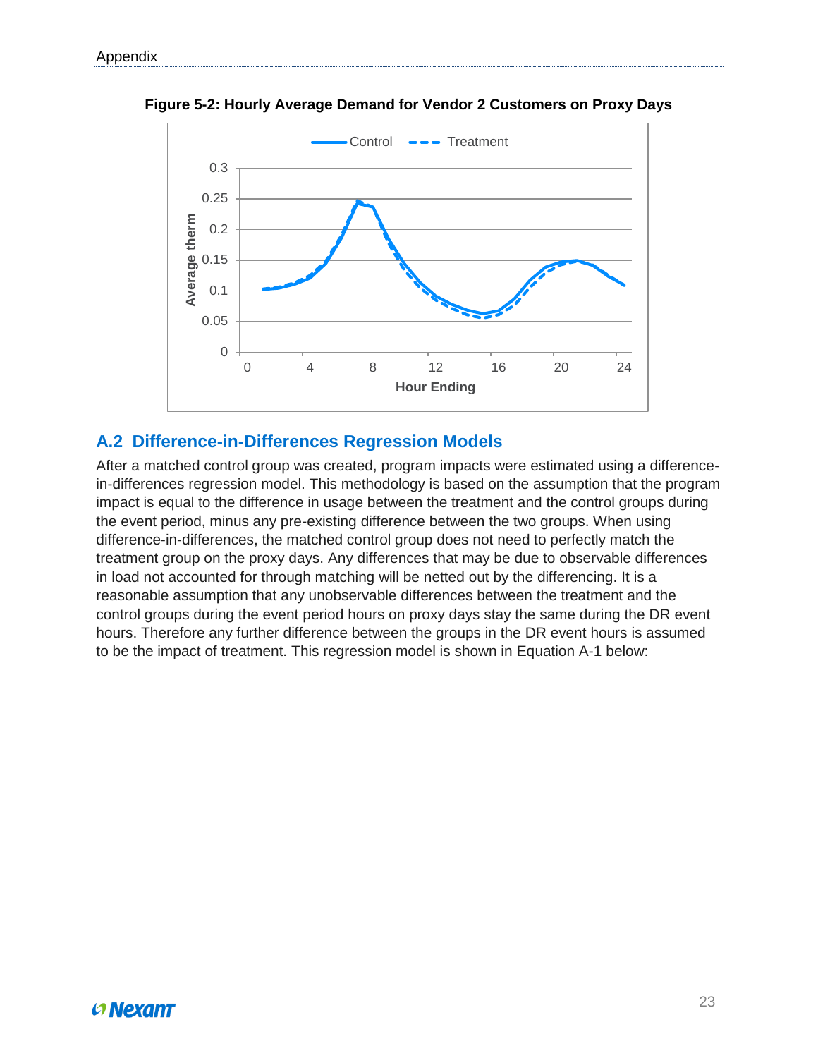**Figure 5-2: Hourly Average Demand for Vendor 2 Customers on Proxy Days**

## A.2 Difference-in-Differences Regression Models

After a matched control group was created, program impacts were estimated using a difference-in-differences regression model. This methodology is based on the assumption that the program impact is equal to the difference in usage between the treatment and the control groups during the event period, minus any pre-existing difference between the two groups. When using difference-in-differences, the matched control group does not need to perfectly match the treatment group on the proxy days. Any differences that may be due to observable differences in load not accounted for through matching will be netted out by the differencing. It is a reasonable assumption that any unobservable differences between the treatment and the control groups during the event period hours on proxy days stay the same during the DR event hours. Therefore any further difference between the groups in the DR event hours is assumed to be the impact of treatment. This regression model is shown in Equation A-1 below: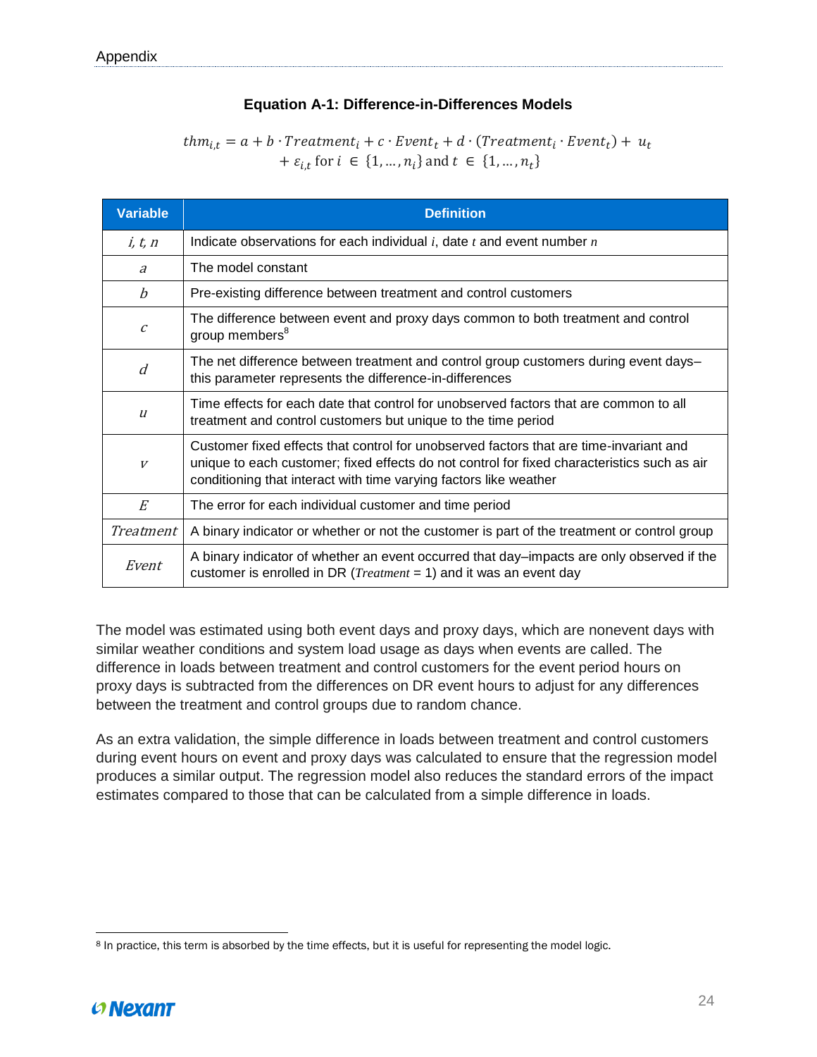**Equation A-1: Difference-in-Differences Models**

$$thm_{i,t} = a + b \cdot Treatment_i + c \cdot Event_t + d \cdot (Treatment_i \cdot Event_t) + u_t + \varepsilon_{i,t} \text{ for } i \in \{1, \ldots, n_i\} \text{ and } t \in \{1, \ldots, n_t\}$$

| Variable | Definition |
|---|---|
| $i, t, n$ | Indicate observations for each individual $i$, date $t$ and event number $n$ |
| $a$ | The model constant |
| $b$ | Pre-existing difference between treatment and control customers |
| $c$ | The difference between event and proxy days common to both treatment and control group members[8] |
| $d$ | The net difference between treatment and control group customers during event days–this parameter represents the difference-in-differences |
| $u$ | Time effects for each date that control for unobserved factors that are common to all treatment and control customers but unique to the time period |
| $v$ | Customer fixed effects that control for unobserved factors that are time-invariant and unique to each customer; fixed effects do not control for fixed characteristics such as air conditioning that interact with time varying factors like weather |
| $E$ | The error for each individual customer and time period |
| $Treatment$ | A binary indicator or whether or not the customer is part of the treatment or control group |
| $Event$ | A binary indicator of whether an event occurred that day–impacts are only observed if the customer is enrolled in DR ($Treatment$ = 1) and it was an event day |

The model was estimated using both event days and proxy days, which are nonevent days with similar weather conditions and system load usage as days when events are called. The difference in loads between treatment and control customers for the event period hours on proxy days is subtracted from the differences on DR event hours to adjust for any differences between the treatment and control groups due to random chance.

As an extra validation, the simple difference in loads between treatment and control customers during event hours on event and proxy days was calculated to ensure that the regression model produces a similar output. The regression model also reduces the standard errors of the impact estimates compared to those that can be calculated from a simple difference in loads.

[8] In practice, this term is absorbed by the time effects, but it is useful for representing the model logic.